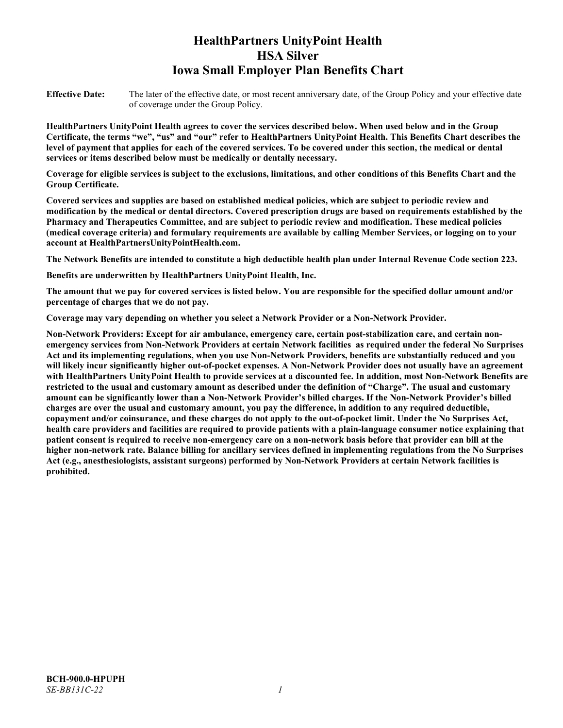# HealthPartners UnityPoint Health
# HSA Silver
# Iowa Small Employer Plan Benefits Chart

**Effective Date:** The later of the effective date, or most recent anniversary date, of the Group Policy and your effective date of coverage under the Group Policy.

**HealthPartners UnityPoint Health agrees to cover the services described below. When used below and in the Group Certificate, the terms "we", "us" and "our" refer to HealthPartners UnityPoint Health. This Benefits Chart describes the level of payment that applies for each of the covered services. To be covered under this section, the medical or dental services or items described below must be medically or dentally necessary.**

**Coverage for eligible services is subject to the exclusions, limitations, and other conditions of this Benefits Chart and the Group Certificate.**

**Covered services and supplies are based on established medical policies, which are subject to periodic review and modification by the medical or dental directors. Covered prescription drugs are based on requirements established by the Pharmacy and Therapeutics Committee, and are subject to periodic review and modification. These medical policies (medical coverage criteria) and formulary requirements are available by calling Member Services, or logging on to your account at HealthPartnersUnityPointHealth.com.**

**The Network Benefits are intended to constitute a high deductible health plan under Internal Revenue Code section 223.**

**Benefits are underwritten by HealthPartners UnityPoint Health, Inc.**

**The amount that we pay for covered services is listed below. You are responsible for the specified dollar amount and/or percentage of charges that we do not pay.**

**Coverage may vary depending on whether you select a Network Provider or a Non-Network Provider.**

**Non-Network Providers: Except for air ambulance, emergency care, certain post-stabilization care, and certain non-emergency services from Non-Network Providers at certain Network facilities as required under the federal No Surprises Act and its implementing regulations, when you use Non-Network Providers, benefits are substantially reduced and you will likely incur significantly higher out-of-pocket expenses. A Non-Network Provider does not usually have an agreement with HealthPartners UnityPoint Health to provide services at a discounted fee. In addition, most Non-Network Benefits are restricted to the usual and customary amount as described under the definition of "Charge". The usual and customary amount can be significantly lower than a Non-Network Provider's billed charges. If the Non-Network Provider's billed charges are over the usual and customary amount, you pay the difference, in addition to any required deductible, copayment and/or coinsurance, and these charges do not apply to the out-of-pocket limit. Under the No Surprises Act, health care providers and facilities are required to provide patients with a plain-language consumer notice explaining that patient consent is required to receive non-emergency care on a non-network basis before that provider can bill at the higher non-network rate. Balance billing for ancillary services defined in implementing regulations from the No Surprises Act (e.g., anesthesiologists, assistant surgeons) performed by Non-Network Providers at certain Network facilities is prohibited.**

**BCH-900.0-HPUPH**
*SE-BB131C-22*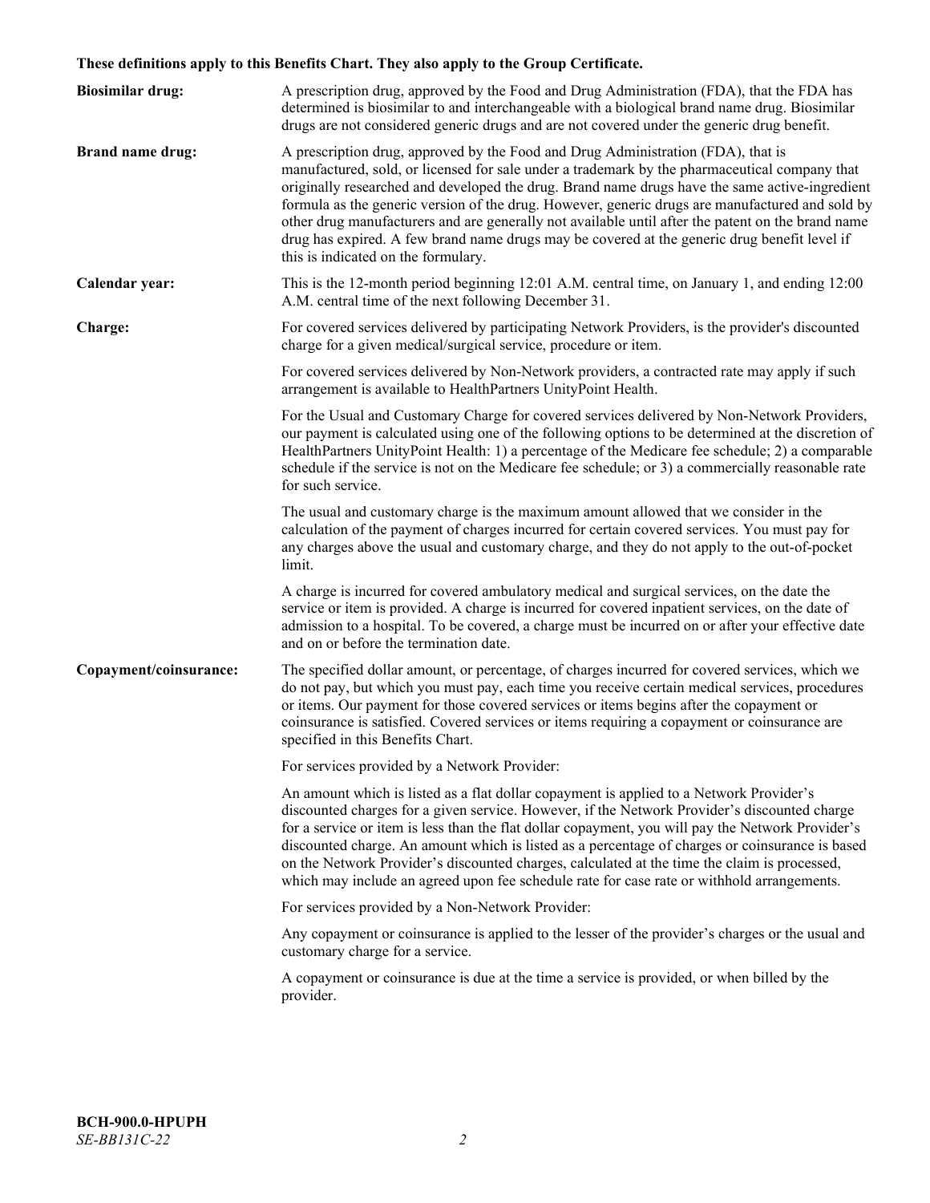**These definitions apply to this Benefits Chart. They also apply to the Group Certificate.**

**Biosimilar drug:** A prescription drug, approved by the Food and Drug Administration (FDA), that the FDA has determined is biosimilar to and interchangeable with a biological brand name drug. Biosimilar drugs are not considered generic drugs and are not covered under the generic drug benefit.

**Brand name drug:** A prescription drug, approved by the Food and Drug Administration (FDA), that is manufactured, sold, or licensed for sale under a trademark by the pharmaceutical company that originally researched and developed the drug. Brand name drugs have the same active-ingredient formula as the generic version of the drug. However, generic drugs are manufactured and sold by other drug manufacturers and are generally not available until after the patent on the brand name drug has expired. A few brand name drugs may be covered at the generic drug benefit level if this is indicated on the formulary.

**Calendar year:** This is the 12-month period beginning 12:01 A.M. central time, on January 1, and ending 12:00 A.M. central time of the next following December 31.

**Charge:** For covered services delivered by participating Network Providers, is the provider's discounted charge for a given medical/surgical service, procedure or item.

For covered services delivered by Non-Network providers, a contracted rate may apply if such arrangement is available to HealthPartners UnityPoint Health.

For the Usual and Customary Charge for covered services delivered by Non-Network Providers, our payment is calculated using one of the following options to be determined at the discretion of HealthPartners UnityPoint Health: 1) a percentage of the Medicare fee schedule; 2) a comparable schedule if the service is not on the Medicare fee schedule; or 3) a commercially reasonable rate for such service.

The usual and customary charge is the maximum amount allowed that we consider in the calculation of the payment of charges incurred for certain covered services. You must pay for any charges above the usual and customary charge, and they do not apply to the out-of-pocket limit.

A charge is incurred for covered ambulatory medical and surgical services, on the date the service or item is provided. A charge is incurred for covered inpatient services, on the date of admission to a hospital. To be covered, a charge must be incurred on or after your effective date and on or before the termination date.

**Copayment/coinsurance:** The specified dollar amount, or percentage, of charges incurred for covered services, which we do not pay, but which you must pay, each time you receive certain medical services, procedures or items. Our payment for those covered services or items begins after the copayment or coinsurance is satisfied. Covered services or items requiring a copayment or coinsurance are specified in this Benefits Chart.

For services provided by a Network Provider:

An amount which is listed as a flat dollar copayment is applied to a Network Provider's discounted charges for a given service. However, if the Network Provider's discounted charge for a service or item is less than the flat dollar copayment, you will pay the Network Provider's discounted charge. An amount which is listed as a percentage of charges or coinsurance is based on the Network Provider's discounted charges, calculated at the time the claim is processed, which may include an agreed upon fee schedule rate for case rate or withhold arrangements.

For services provided by a Non-Network Provider:

Any copayment or coinsurance is applied to the lesser of the provider's charges or the usual and customary charge for a service.

A copayment or coinsurance is due at the time a service is provided, or when billed by the provider.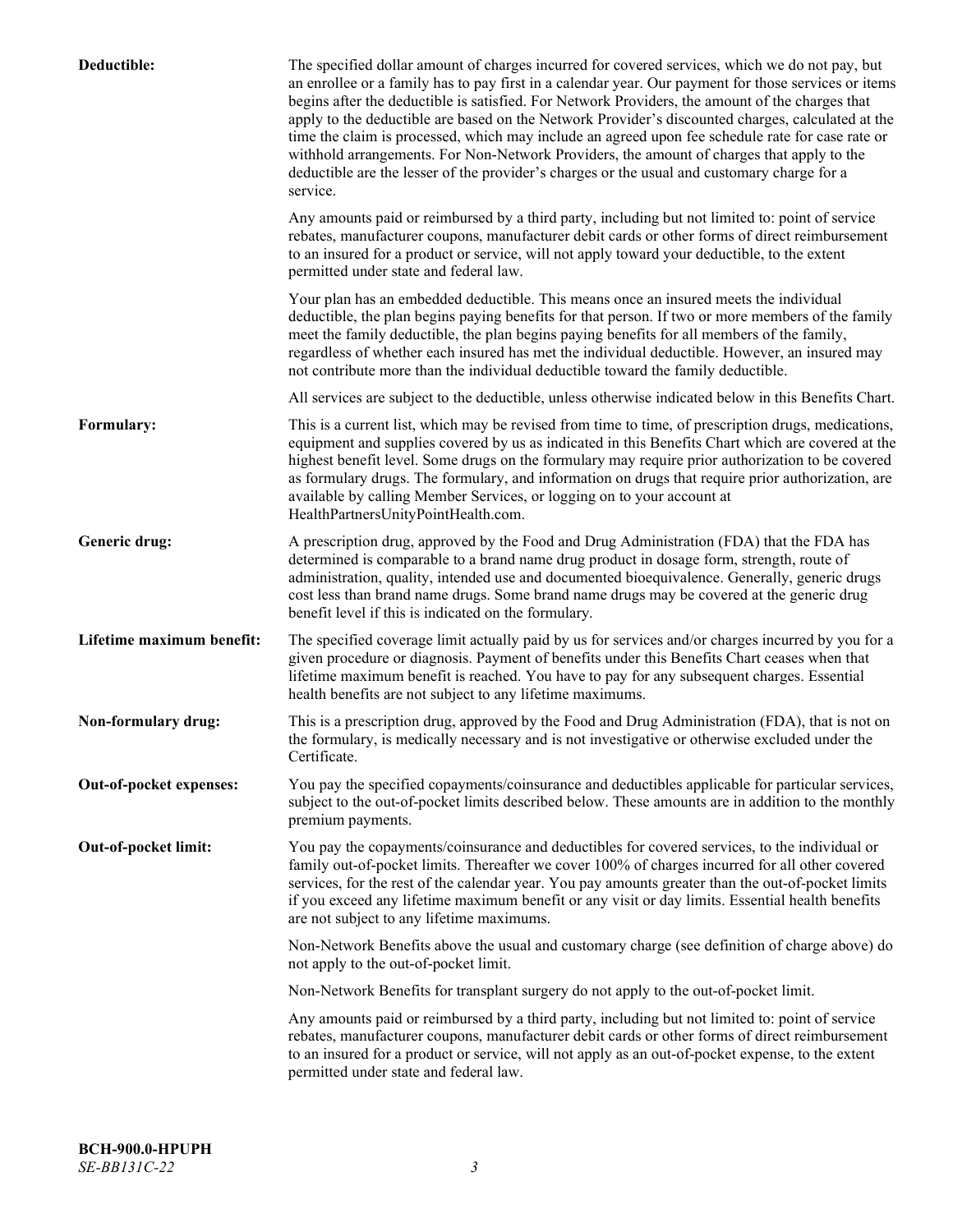**Deductible:** The specified dollar amount of charges incurred for covered services, which we do not pay, but an enrollee or a family has to pay first in a calendar year. Our payment for those services or items begins after the deductible is satisfied. For Network Providers, the amount of the charges that apply to the deductible are based on the Network Provider's discounted charges, calculated at the time the claim is processed, which may include an agreed upon fee schedule rate for case rate or withhold arrangements. For Non-Network Providers, the amount of charges that apply to the deductible are the lesser of the provider's charges or the usual and customary charge for a service.

Any amounts paid or reimbursed by a third party, including but not limited to: point of service rebates, manufacturer coupons, manufacturer debit cards or other forms of direct reimbursement to an insured for a product or service, will not apply toward your deductible, to the extent permitted under state and federal law.

Your plan has an embedded deductible. This means once an insured meets the individual deductible, the plan begins paying benefits for that person. If two or more members of the family meet the family deductible, the plan begins paying benefits for all members of the family, regardless of whether each insured has met the individual deductible. However, an insured may not contribute more than the individual deductible toward the family deductible.

All services are subject to the deductible, unless otherwise indicated below in this Benefits Chart.

**Formulary:** This is a current list, which may be revised from time to time, of prescription drugs, medications, equipment and supplies covered by us as indicated in this Benefits Chart which are covered at the highest benefit level. Some drugs on the formulary may require prior authorization to be covered as formulary drugs. The formulary, and information on drugs that require prior authorization, are available by calling Member Services, or logging on to your account at HealthPartnersUnityPointHealth.com.

**Generic drug:** A prescription drug, approved by the Food and Drug Administration (FDA) that the FDA has determined is comparable to a brand name drug product in dosage form, strength, route of administration, quality, intended use and documented bioequivalence. Generally, generic drugs cost less than brand name drugs. Some brand name drugs may be covered at the generic drug benefit level if this is indicated on the formulary.

**Lifetime maximum benefit:** The specified coverage limit actually paid by us for services and/or charges incurred by you for a given procedure or diagnosis. Payment of benefits under this Benefits Chart ceases when that lifetime maximum benefit is reached. You have to pay for any subsequent charges. Essential health benefits are not subject to any lifetime maximums.

**Non-formulary drug:** This is a prescription drug, approved by the Food and Drug Administration (FDA), that is not on the formulary, is medically necessary and is not investigative or otherwise excluded under the Certificate.

**Out-of-pocket expenses:** You pay the specified copayments/coinsurance and deductibles applicable for particular services, subject to the out-of-pocket limits described below. These amounts are in addition to the monthly premium payments.

**Out-of-pocket limit:** You pay the copayments/coinsurance and deductibles for covered services, to the individual or family out-of-pocket limits. Thereafter we cover 100% of charges incurred for all other covered services, for the rest of the calendar year. You pay amounts greater than the out-of-pocket limits if you exceed any lifetime maximum benefit or any visit or day limits. Essential health benefits are not subject to any lifetime maximums.

Non-Network Benefits above the usual and customary charge (see definition of charge above) do not apply to the out-of-pocket limit.

Non-Network Benefits for transplant surgery do not apply to the out-of-pocket limit.

Any amounts paid or reimbursed by a third party, including but not limited to: point of service rebates, manufacturer coupons, manufacturer debit cards or other forms of direct reimbursement to an insured for a product or service, will not apply as an out-of-pocket expense, to the extent permitted under state and federal law.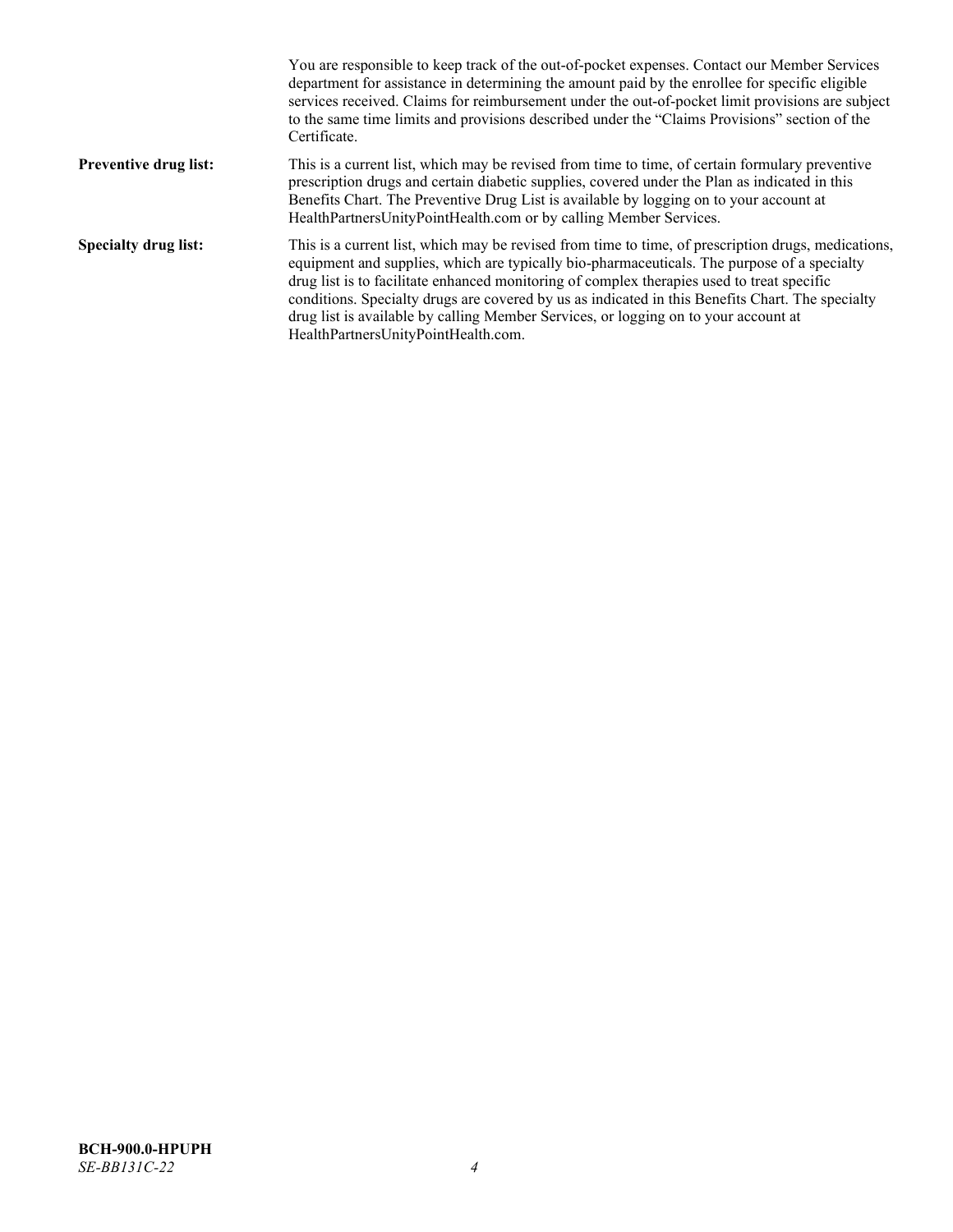You are responsible to keep track of the out-of-pocket expenses. Contact our Member Services department for assistance in determining the amount paid by the enrollee for specific eligible services received. Claims for reimbursement under the out-of-pocket limit provisions are subject to the same time limits and provisions described under the "Claims Provisions" section of the Certificate.

**Preventive drug list:** This is a current list, which may be revised from time to time, of certain formulary preventive prescription drugs and certain diabetic supplies, covered under the Plan as indicated in this Benefits Chart. The Preventive Drug List is available by logging on to your account at HealthPartnersUnityPointHealth.com or by calling Member Services.

**Specialty drug list:** This is a current list, which may be revised from time to time, of prescription drugs, medications, equipment and supplies, which are typically bio-pharmaceuticals. The purpose of a specialty drug list is to facilitate enhanced monitoring of complex therapies used to treat specific conditions. Specialty drugs are covered by us as indicated in this Benefits Chart. The specialty drug list is available by calling Member Services, or logging on to your account at HealthPartnersUnityPointHealth.com.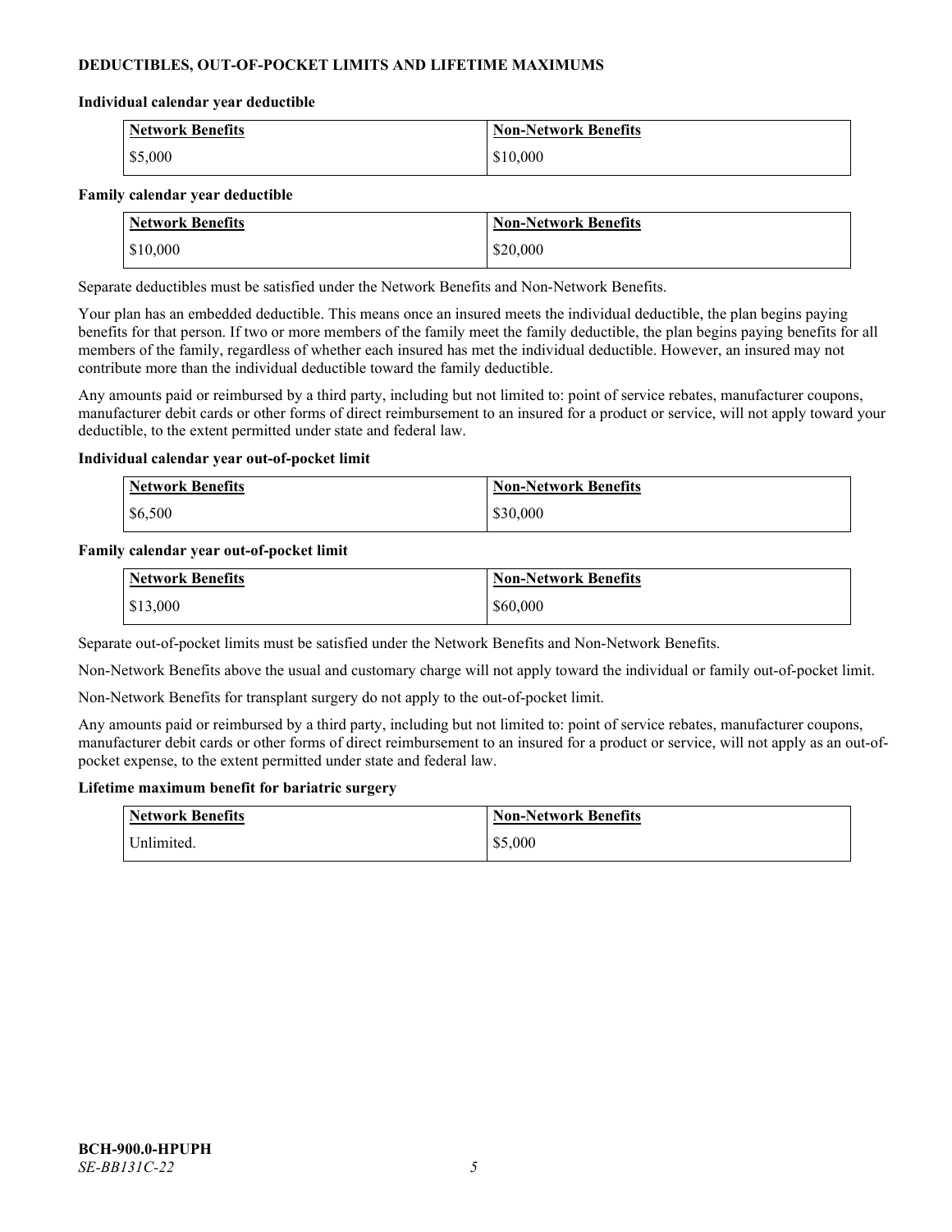## DEDUCTIBLES, OUT-OF-POCKET LIMITS AND LIFETIME MAXIMUMS

**Individual calendar year deductible**

| Network Benefits | Non-Network Benefits |
|---|---|
| $5,000 | $10,000 |

**Family calendar year deductible**

| Network Benefits | Non-Network Benefits |
|---|---|
| $10,000 | $20,000 |

Separate deductibles must be satisfied under the Network Benefits and Non-Network Benefits.

Your plan has an embedded deductible. This means once an insured meets the individual deductible, the plan begins paying benefits for that person. If two or more members of the family meet the family deductible, the plan begins paying benefits for all members of the family, regardless of whether each insured has met the individual deductible. However, an insured may not contribute more than the individual deductible toward the family deductible.

Any amounts paid or reimbursed by a third party, including but not limited to: point of service rebates, manufacturer coupons, manufacturer debit cards or other forms of direct reimbursement to an insured for a product or service, will not apply toward your deductible, to the extent permitted under state and federal law.

**Individual calendar year out-of-pocket limit**

| Network Benefits | Non-Network Benefits |
|---|---|
| $6,500 | $30,000 |

**Family calendar year out-of-pocket limit**

| Network Benefits | Non-Network Benefits |
|---|---|
| $13,000 | $60,000 |

Separate out-of-pocket limits must be satisfied under the Network Benefits and Non-Network Benefits.

Non-Network Benefits above the usual and customary charge will not apply toward the individual or family out-of-pocket limit.

Non-Network Benefits for transplant surgery do not apply to the out-of-pocket limit.

Any amounts paid or reimbursed by a third party, including but not limited to: point of service rebates, manufacturer coupons, manufacturer debit cards or other forms of direct reimbursement to an insured for a product or service, will not apply as an out-of-pocket expense, to the extent permitted under state and federal law.

**Lifetime maximum benefit for bariatric surgery**

| Network Benefits | Non-Network Benefits |
|---|---|
| Unlimited. | $5,000 |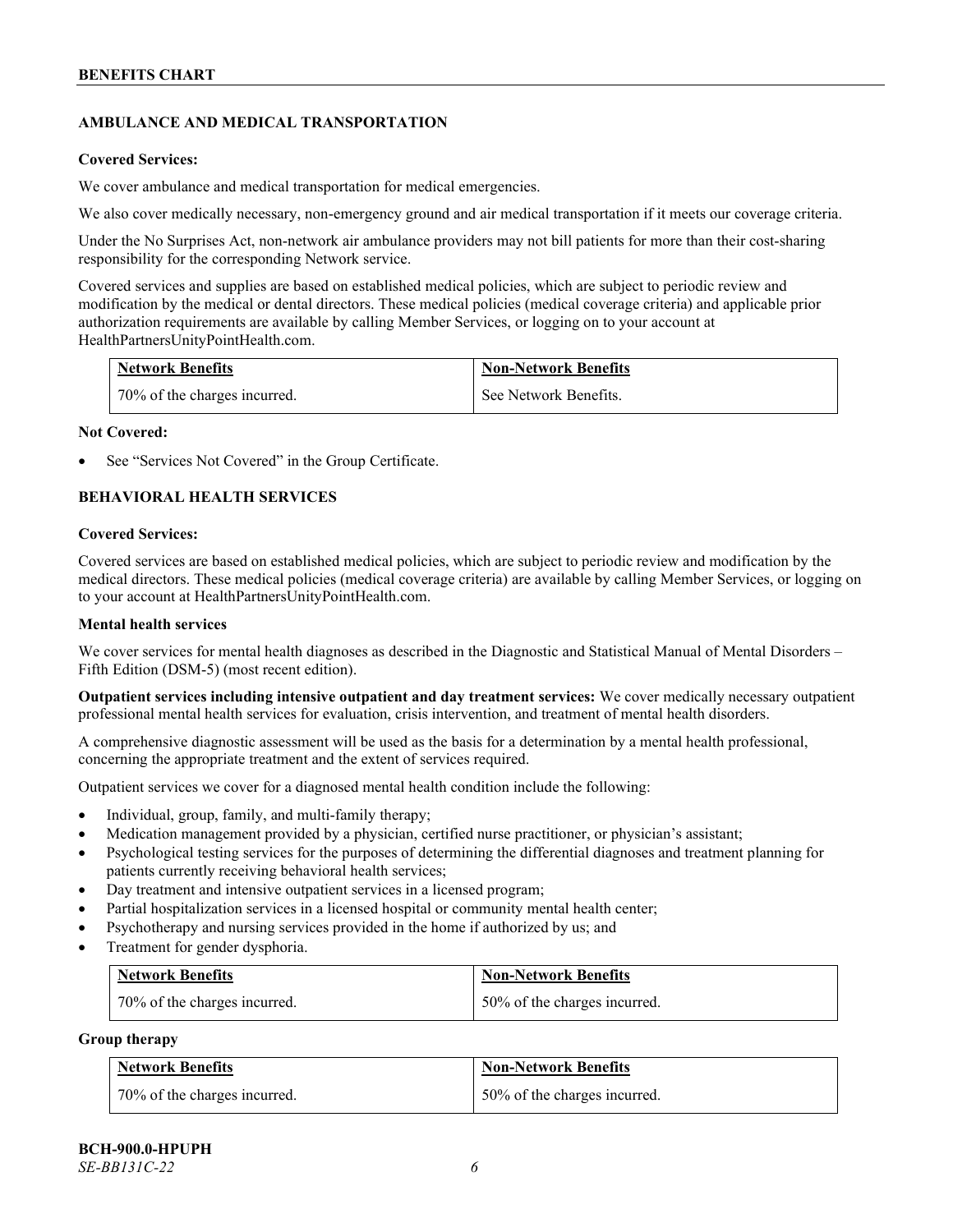## AMBULANCE AND MEDICAL TRANSPORTATION

**Covered Services:**

We cover ambulance and medical transportation for medical emergencies.

We also cover medically necessary, non-emergency ground and air medical transportation if it meets our coverage criteria.

Under the No Surprises Act, non-network air ambulance providers may not bill patients for more than their cost-sharing responsibility for the corresponding Network service.

Covered services and supplies are based on established medical policies, which are subject to periodic review and modification by the medical or dental directors. These medical policies (medical coverage criteria) and applicable prior authorization requirements are available by calling Member Services, or logging on to your account at HealthPartnersUnityPointHealth.com.

| Network Benefits | Non-Network Benefits |
|---|---|
| 70% of the charges incurred. | See Network Benefits. |

**Not Covered:**

- See "Services Not Covered" in the Group Certificate.

## BEHAVIORAL HEALTH SERVICES

**Covered Services:**

Covered services are based on established medical policies, which are subject to periodic review and modification by the medical directors. These medical policies (medical coverage criteria) are available by calling Member Services, or logging on to your account at HealthPartnersUnityPointHealth.com.

**Mental health services**

We cover services for mental health diagnoses as described in the Diagnostic and Statistical Manual of Mental Disorders – Fifth Edition (DSM-5) (most recent edition).

**Outpatient services including intensive outpatient and day treatment services:** We cover medically necessary outpatient professional mental health services for evaluation, crisis intervention, and treatment of mental health disorders.

A comprehensive diagnostic assessment will be used as the basis for a determination by a mental health professional, concerning the appropriate treatment and the extent of services required.

Outpatient services we cover for a diagnosed mental health condition include the following:

- Individual, group, family, and multi-family therapy;
- Medication management provided by a physician, certified nurse practitioner, or physician's assistant;
- Psychological testing services for the purposes of determining the differential diagnoses and treatment planning for patients currently receiving behavioral health services;
- Day treatment and intensive outpatient services in a licensed program;
- Partial hospitalization services in a licensed hospital or community mental health center;
- Psychotherapy and nursing services provided in the home if authorized by us; and
- Treatment for gender dysphoria.

| Network Benefits | Non-Network Benefits |
|---|---|
| 70% of the charges incurred. | 50% of the charges incurred. |

**Group therapy**

| Network Benefits | Non-Network Benefits |
|---|---|
| 70% of the charges incurred. | 50% of the charges incurred. |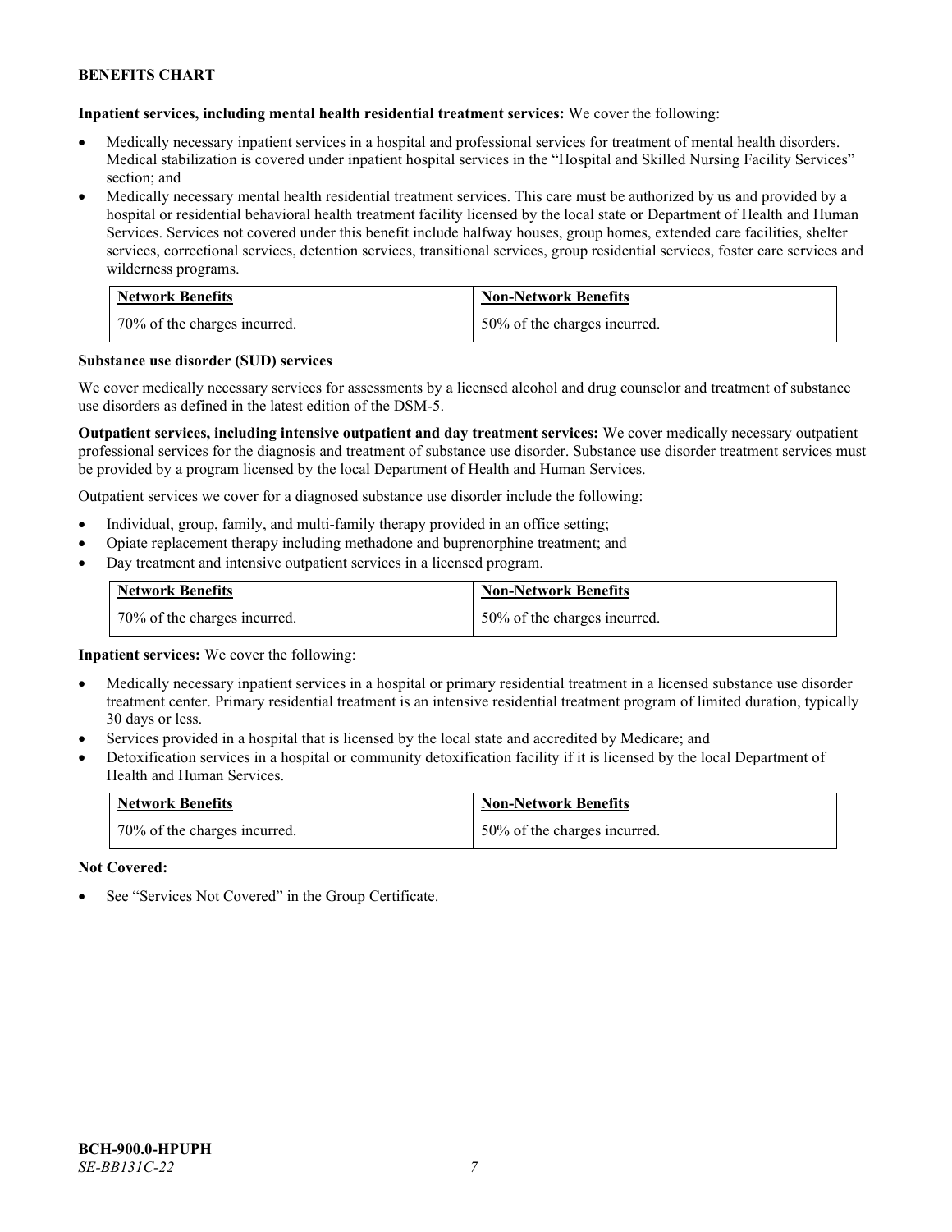**Inpatient services, including mental health residential treatment services:** We cover the following:

- Medically necessary inpatient services in a hospital and professional services for treatment of mental health disorders. Medical stabilization is covered under inpatient hospital services in the "Hospital and Skilled Nursing Facility Services" section; and
- Medically necessary mental health residential treatment services. This care must be authorized by us and provided by a hospital or residential behavioral health treatment facility licensed by the local state or Department of Health and Human Services. Services not covered under this benefit include halfway houses, group homes, extended care facilities, shelter services, correctional services, detention services, transitional services, group residential services, foster care services and wilderness programs.

| Network Benefits | Non-Network Benefits |
| --- | --- |
| 70% of the charges incurred. | 50% of the charges incurred. |

**Substance use disorder (SUD) services**

We cover medically necessary services for assessments by a licensed alcohol and drug counselor and treatment of substance use disorders as defined in the latest edition of the DSM-5.

**Outpatient services, including intensive outpatient and day treatment services:** We cover medically necessary outpatient professional services for the diagnosis and treatment of substance use disorder. Substance use disorder treatment services must be provided by a program licensed by the local Department of Health and Human Services.

Outpatient services we cover for a diagnosed substance use disorder include the following:

- Individual, group, family, and multi-family therapy provided in an office setting;
- Opiate replacement therapy including methadone and buprenorphine treatment; and
- Day treatment and intensive outpatient services in a licensed program.

| Network Benefits | Non-Network Benefits |
| --- | --- |
| 70% of the charges incurred. | 50% of the charges incurred. |

**Inpatient services:** We cover the following:

- Medically necessary inpatient services in a hospital or primary residential treatment in a licensed substance use disorder treatment center. Primary residential treatment is an intensive residential treatment program of limited duration, typically 30 days or less.
- Services provided in a hospital that is licensed by the local state and accredited by Medicare; and
- Detoxification services in a hospital or community detoxification facility if it is licensed by the local Department of Health and Human Services.

| Network Benefits | Non-Network Benefits |
| --- | --- |
| 70% of the charges incurred. | 50% of the charges incurred. |

**Not Covered:**

- See "Services Not Covered" in the Group Certificate.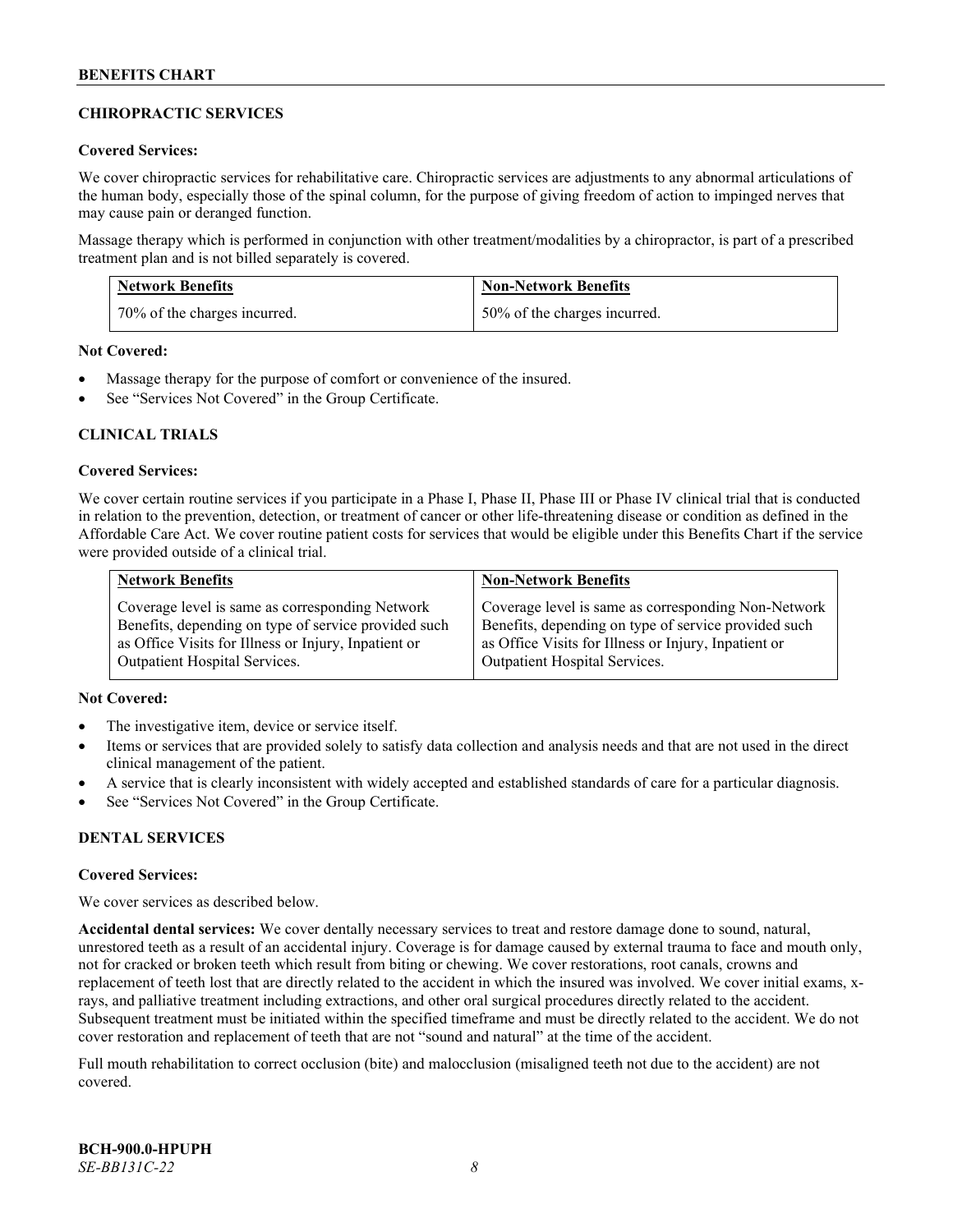## CHIROPRACTIC SERVICES

**Covered Services:**

We cover chiropractic services for rehabilitative care. Chiropractic services are adjustments to any abnormal articulations of the human body, especially those of the spinal column, for the purpose of giving freedom of action to impinged nerves that may cause pain or deranged function.

Massage therapy which is performed in conjunction with other treatment/modalities by a chiropractor, is part of a prescribed treatment plan and is not billed separately is covered.

| Network Benefits | Non-Network Benefits |
|---|---|
| 70% of the charges incurred. | 50% of the charges incurred. |

**Not Covered:**

- Massage therapy for the purpose of comfort or convenience of the insured.
- See "Services Not Covered" in the Group Certificate.

## CLINICAL TRIALS

**Covered Services:**

We cover certain routine services if you participate in a Phase I, Phase II, Phase III or Phase IV clinical trial that is conducted in relation to the prevention, detection, or treatment of cancer or other life-threatening disease or condition as defined in the Affordable Care Act. We cover routine patient costs for services that would be eligible under this Benefits Chart if the service were provided outside of a clinical trial.

| Network Benefits | Non-Network Benefits |
|---|---|
| Coverage level is same as corresponding Network Benefits, depending on type of service provided such as Office Visits for Illness or Injury, Inpatient or Outpatient Hospital Services. | Coverage level is same as corresponding Non-Network Benefits, depending on type of service provided such as Office Visits for Illness or Injury, Inpatient or Outpatient Hospital Services. |

**Not Covered:**

- The investigative item, device or service itself.
- Items or services that are provided solely to satisfy data collection and analysis needs and that are not used in the direct clinical management of the patient.
- A service that is clearly inconsistent with widely accepted and established standards of care for a particular diagnosis.
- See "Services Not Covered" in the Group Certificate.

## DENTAL SERVICES

**Covered Services:**

We cover services as described below.

**Accidental dental services:** We cover dentally necessary services to treat and restore damage done to sound, natural, unrestored teeth as a result of an accidental injury. Coverage is for damage caused by external trauma to face and mouth only, not for cracked or broken teeth which result from biting or chewing. We cover restorations, root canals, crowns and replacement of teeth lost that are directly related to the accident in which the insured was involved. We cover initial exams, x-rays, and palliative treatment including extractions, and other oral surgical procedures directly related to the accident. Subsequent treatment must be initiated within the specified timeframe and must be directly related to the accident. We do not cover restoration and replacement of teeth that are not "sound and natural" at the time of the accident.

Full mouth rehabilitation to correct occlusion (bite) and malocclusion (misaligned teeth not due to the accident) are not covered.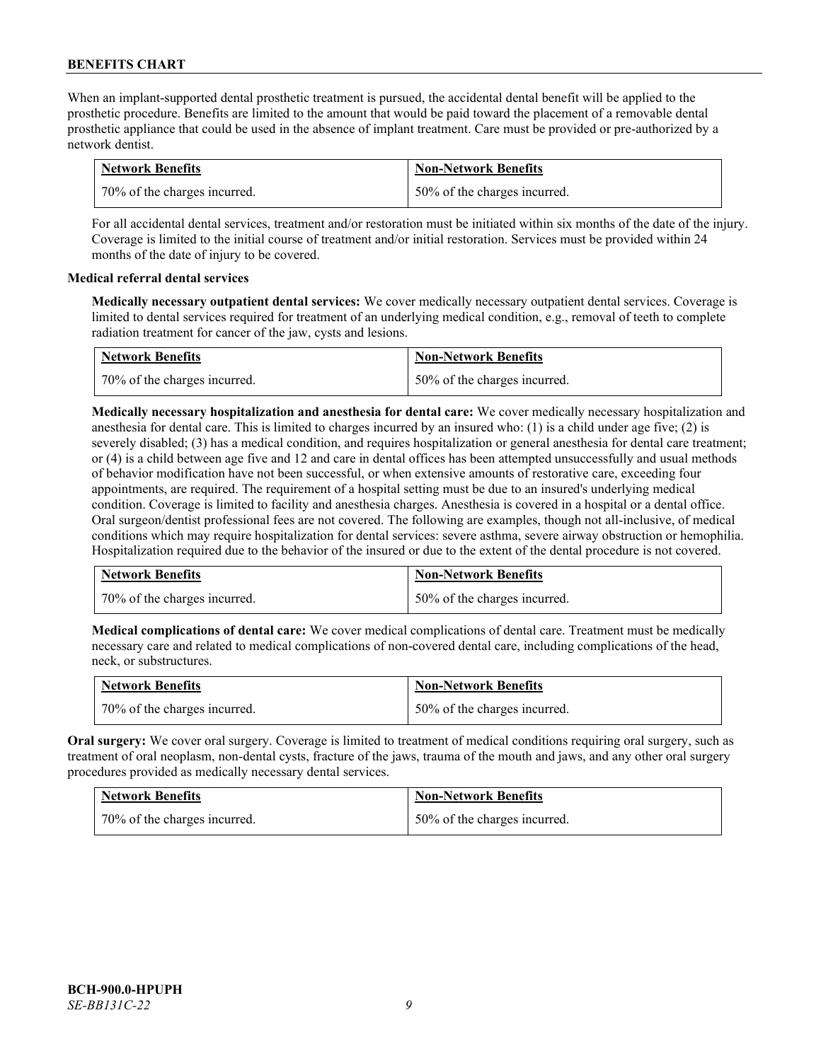When an implant-supported dental prosthetic treatment is pursued, the accidental dental benefit will be applied to the prosthetic procedure. Benefits are limited to the amount that would be paid toward the placement of a removable dental prosthetic appliance that could be used in the absence of implant treatment. Care must be provided or pre-authorized by a network dentist.

| Network Benefits | Non-Network Benefits |
|---|---|
| 70% of the charges incurred. | 50% of the charges incurred. |

For all accidental dental services, treatment and/or restoration must be initiated within six months of the date of the injury. Coverage is limited to the initial course of treatment and/or initial restoration. Services must be provided within 24 months of the date of injury to be covered.

**Medical referral dental services**

**Medically necessary outpatient dental services:** We cover medically necessary outpatient dental services. Coverage is limited to dental services required for treatment of an underlying medical condition, e.g., removal of teeth to complete radiation treatment for cancer of the jaw, cysts and lesions.

| Network Benefits | Non-Network Benefits |
|---|---|
| 70% of the charges incurred. | 50% of the charges incurred. |

**Medically necessary hospitalization and anesthesia for dental care:** We cover medically necessary hospitalization and anesthesia for dental care. This is limited to charges incurred by an insured who: (1) is a child under age five; (2) is severely disabled; (3) has a medical condition, and requires hospitalization or general anesthesia for dental care treatment; or (4) is a child between age five and 12 and care in dental offices has been attempted unsuccessfully and usual methods of behavior modification have not been successful, or when extensive amounts of restorative care, exceeding four appointments, are required. The requirement of a hospital setting must be due to an insured's underlying medical condition. Coverage is limited to facility and anesthesia charges. Anesthesia is covered in a hospital or a dental office. Oral surgeon/dentist professional fees are not covered. The following are examples, though not all-inclusive, of medical conditions which may require hospitalization for dental services: severe asthma, severe airway obstruction or hemophilia. Hospitalization required due to the behavior of the insured or due to the extent of the dental procedure is not covered.

| Network Benefits | Non-Network Benefits |
|---|---|
| 70% of the charges incurred. | 50% of the charges incurred. |

**Medical complications of dental care:** We cover medical complications of dental care. Treatment must be medically necessary care and related to medical complications of non-covered dental care, including complications of the head, neck, or substructures.

| Network Benefits | Non-Network Benefits |
|---|---|
| 70% of the charges incurred. | 50% of the charges incurred. |

**Oral surgery:** We cover oral surgery. Coverage is limited to treatment of medical conditions requiring oral surgery, such as treatment of oral neoplasm, non-dental cysts, fracture of the jaws, trauma of the mouth and jaws, and any other oral surgery procedures provided as medically necessary dental services.

| Network Benefits | Non-Network Benefits |
|---|---|
| 70% of the charges incurred. | 50% of the charges incurred. |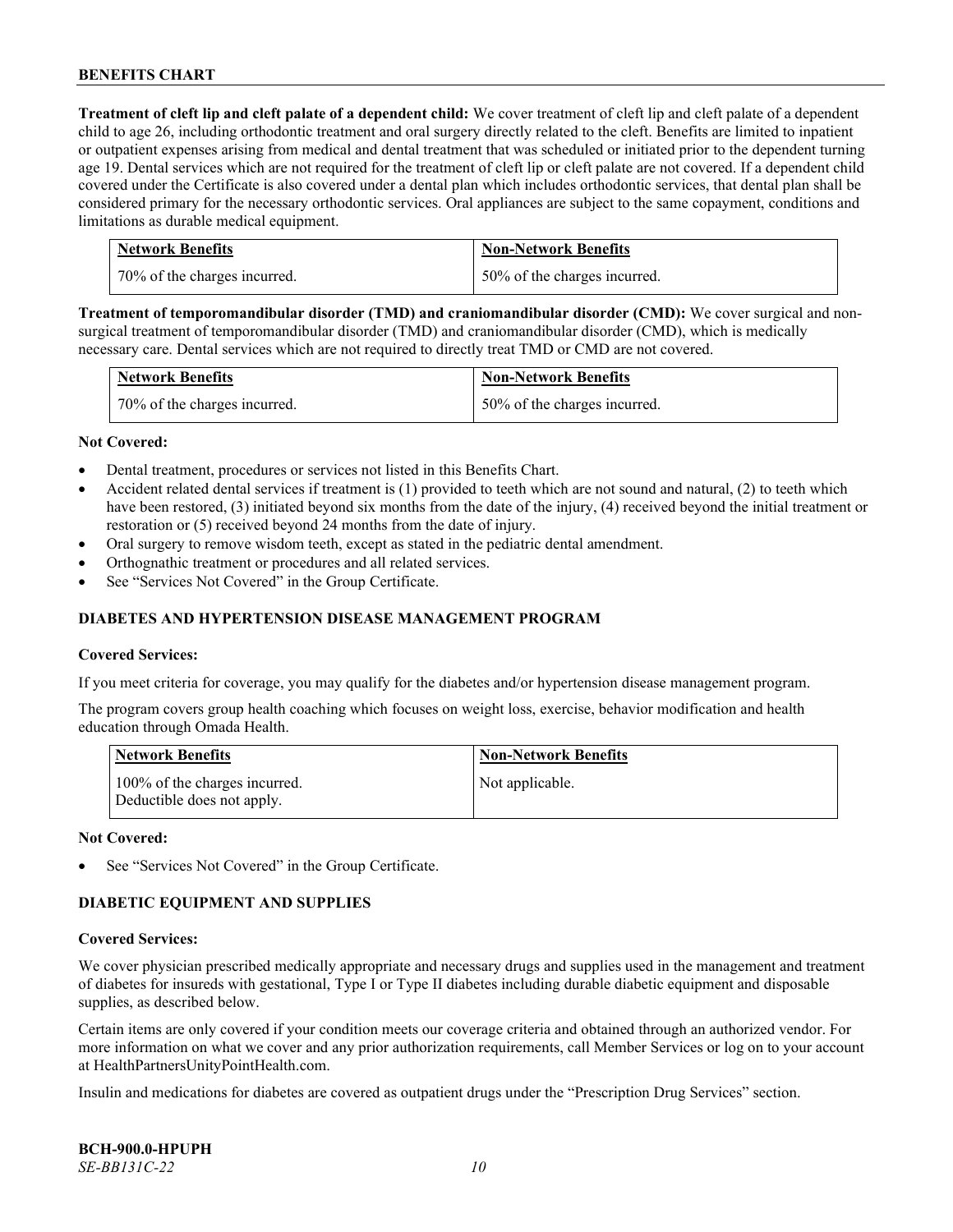**Treatment of cleft lip and cleft palate of a dependent child:** We cover treatment of cleft lip and cleft palate of a dependent child to age 26, including orthodontic treatment and oral surgery directly related to the cleft. Benefits are limited to inpatient or outpatient expenses arising from medical and dental treatment that was scheduled or initiated prior to the dependent turning age 19. Dental services which are not required for the treatment of cleft lip or cleft palate are not covered. If a dependent child covered under the Certificate is also covered under a dental plan which includes orthodontic services, that dental plan shall be considered primary for the necessary orthodontic services. Oral appliances are subject to the same copayment, conditions and limitations as durable medical equipment.

| Network Benefits | Non-Network Benefits |
|---|---|
| 70% of the charges incurred. | 50% of the charges incurred. |

**Treatment of temporomandibular disorder (TMD) and craniomandibular disorder (CMD):** We cover surgical and non-surgical treatment of temporomandibular disorder (TMD) and craniomandibular disorder (CMD), which is medically necessary care. Dental services which are not required to directly treat TMD or CMD are not covered.

| Network Benefits | Non-Network Benefits |
|---|---|
| 70% of the charges incurred. | 50% of the charges incurred. |

**Not Covered:**

- Dental treatment, procedures or services not listed in this Benefits Chart.
- Accident related dental services if treatment is (1) provided to teeth which are not sound and natural, (2) to teeth which have been restored, (3) initiated beyond six months from the date of the injury, (4) received beyond the initial treatment or restoration or (5) received beyond 24 months from the date of injury.
- Oral surgery to remove wisdom teeth, except as stated in the pediatric dental amendment.
- Orthognathic treatment or procedures and all related services.
- See "Services Not Covered" in the Group Certificate.

## DIABETES AND HYPERTENSION DISEASE MANAGEMENT PROGRAM

**Covered Services:**

If you meet criteria for coverage, you may qualify for the diabetes and/or hypertension disease management program.

The program covers group health coaching which focuses on weight loss, exercise, behavior modification and health education through Omada Health.

| Network Benefits | Non-Network Benefits |
|---|---|
| 100% of the charges incurred. Deductible does not apply. | Not applicable. |

**Not Covered:**

- See "Services Not Covered" in the Group Certificate.

## DIABETIC EQUIPMENT AND SUPPLIES

**Covered Services:**

We cover physician prescribed medically appropriate and necessary drugs and supplies used in the management and treatment of diabetes for insureds with gestational, Type I or Type II diabetes including durable diabetic equipment and disposable supplies, as described below.

Certain items are only covered if your condition meets our coverage criteria and obtained through an authorized vendor. For more information on what we cover and any prior authorization requirements, call Member Services or log on to your account at HealthPartnersUnityPointHealth.com.

Insulin and medications for diabetes are covered as outpatient drugs under the "Prescription Drug Services" section.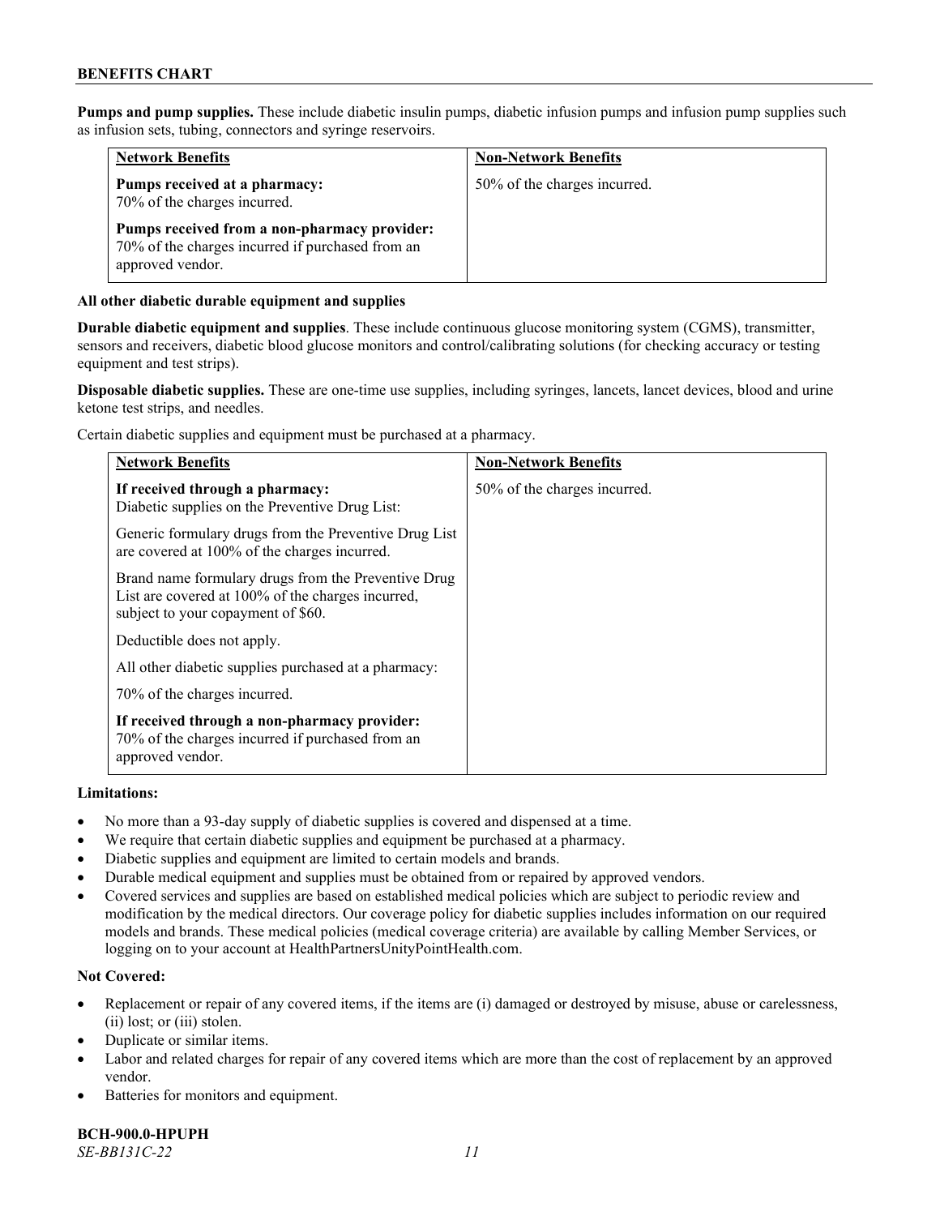**Pumps and pump supplies.** These include diabetic insulin pumps, diabetic infusion pumps and infusion pump supplies such as infusion sets, tubing, connectors and syringe reservoirs.

| Network Benefits | Non-Network Benefits |
|---|---|
| **Pumps received at a pharmacy:** 70% of the charges incurred. **Pumps received from a non-pharmacy provider:** 70% of the charges incurred if purchased from an approved vendor. | 50% of the charges incurred. |

**All other diabetic durable equipment and supplies**

**Durable diabetic equipment and supplies**. These include continuous glucose monitoring system (CGMS), transmitter, sensors and receivers, diabetic blood glucose monitors and control/calibrating solutions (for checking accuracy or testing equipment and test strips).

**Disposable diabetic supplies.** These are one-time use supplies, including syringes, lancets, lancet devices, blood and urine ketone test strips, and needles.

Certain diabetic supplies and equipment must be purchased at a pharmacy.

| Network Benefits | Non-Network Benefits |
|---|---|
| **If received through a pharmacy:** Diabetic supplies on the Preventive Drug List: Generic formulary drugs from the Preventive Drug List are covered at 100% of the charges incurred. Brand name formulary drugs from the Preventive Drug List are covered at 100% of the charges incurred, subject to your copayment of $60. Deductible does not apply. All other diabetic supplies purchased at a pharmacy: 70% of the charges incurred. **If received through a non-pharmacy provider:** 70% of the charges incurred if purchased from an approved vendor. | 50% of the charges incurred. |

**Limitations:**

- No more than a 93-day supply of diabetic supplies is covered and dispensed at a time.
- We require that certain diabetic supplies and equipment be purchased at a pharmacy.
- Diabetic supplies and equipment are limited to certain models and brands.
- Durable medical equipment and supplies must be obtained from or repaired by approved vendors.
- Covered services and supplies are based on established medical policies which are subject to periodic review and modification by the medical directors. Our coverage policy for diabetic supplies includes information on our required models and brands. These medical policies (medical coverage criteria) are available by calling Member Services, or logging on to your account at HealthPartnersUnityPointHealth.com.

**Not Covered:**

- Replacement or repair of any covered items, if the items are (i) damaged or destroyed by misuse, abuse or carelessness, (ii) lost; or (iii) stolen.
- Duplicate or similar items.
- Labor and related charges for repair of any covered items which are more than the cost of replacement by an approved vendor.
- Batteries for monitors and equipment.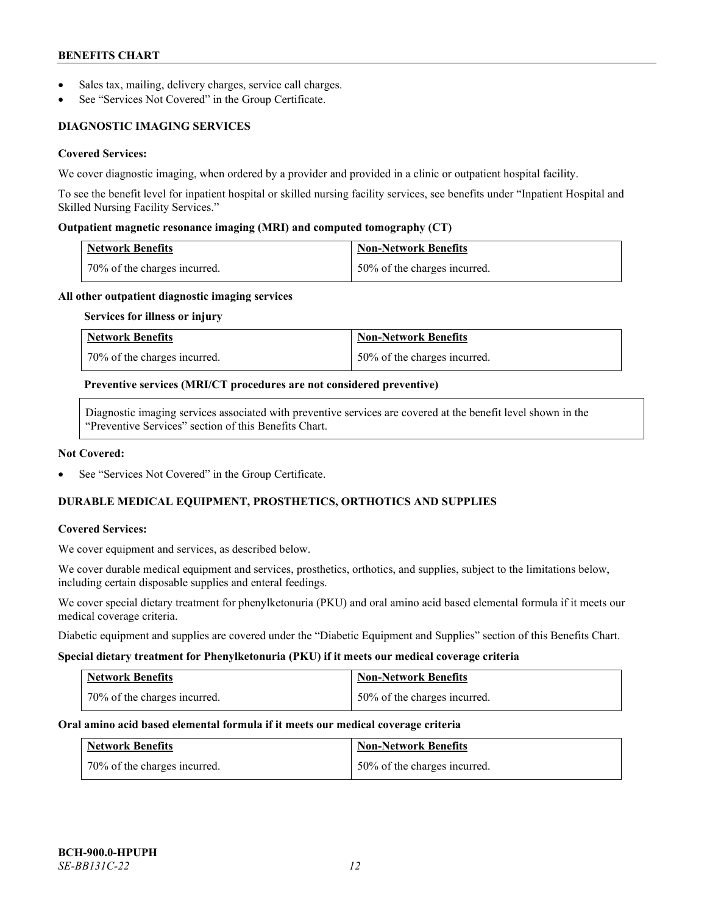- Sales tax, mailing, delivery charges, service call charges.
- See "Services Not Covered" in the Group Certificate.

## DIAGNOSTIC IMAGING SERVICES

**Covered Services:**

We cover diagnostic imaging, when ordered by a provider and provided in a clinic or outpatient hospital facility.

To see the benefit level for inpatient hospital or skilled nursing facility services, see benefits under "Inpatient Hospital and Skilled Nursing Facility Services."

**Outpatient magnetic resonance imaging (MRI) and computed tomography (CT)**

| Network Benefits | Non-Network Benefits |
|---|---|
| 70% of the charges incurred. | 50% of the charges incurred. |

**All other outpatient diagnostic imaging services**

**Services for illness or injury**

| Network Benefits | Non-Network Benefits |
|---|---|
| 70% of the charges incurred. | 50% of the charges incurred. |

**Preventive services (MRI/CT procedures are not considered preventive)**

| Diagnostic imaging services associated with preventive services are covered at the benefit level shown in the "Preventive Services" section of this Benefits Chart. |
|---|

**Not Covered:**

- See "Services Not Covered" in the Group Certificate.

## DURABLE MEDICAL EQUIPMENT, PROSTHETICS, ORTHOTICS AND SUPPLIES

**Covered Services:**

We cover equipment and services, as described below.

We cover durable medical equipment and services, prosthetics, orthotics, and supplies, subject to the limitations below, including certain disposable supplies and enteral feedings.

We cover special dietary treatment for phenylketonuria (PKU) and oral amino acid based elemental formula if it meets our medical coverage criteria.

Diabetic equipment and supplies are covered under the "Diabetic Equipment and Supplies" section of this Benefits Chart.

**Special dietary treatment for Phenylketonuria (PKU) if it meets our medical coverage criteria**

| Network Benefits | Non-Network Benefits |
|---|---|
| 70% of the charges incurred. | 50% of the charges incurred. |

**Oral amino acid based elemental formula if it meets our medical coverage criteria**

| Network Benefits | Non-Network Benefits |
|---|---|
| 70% of the charges incurred. | 50% of the charges incurred. |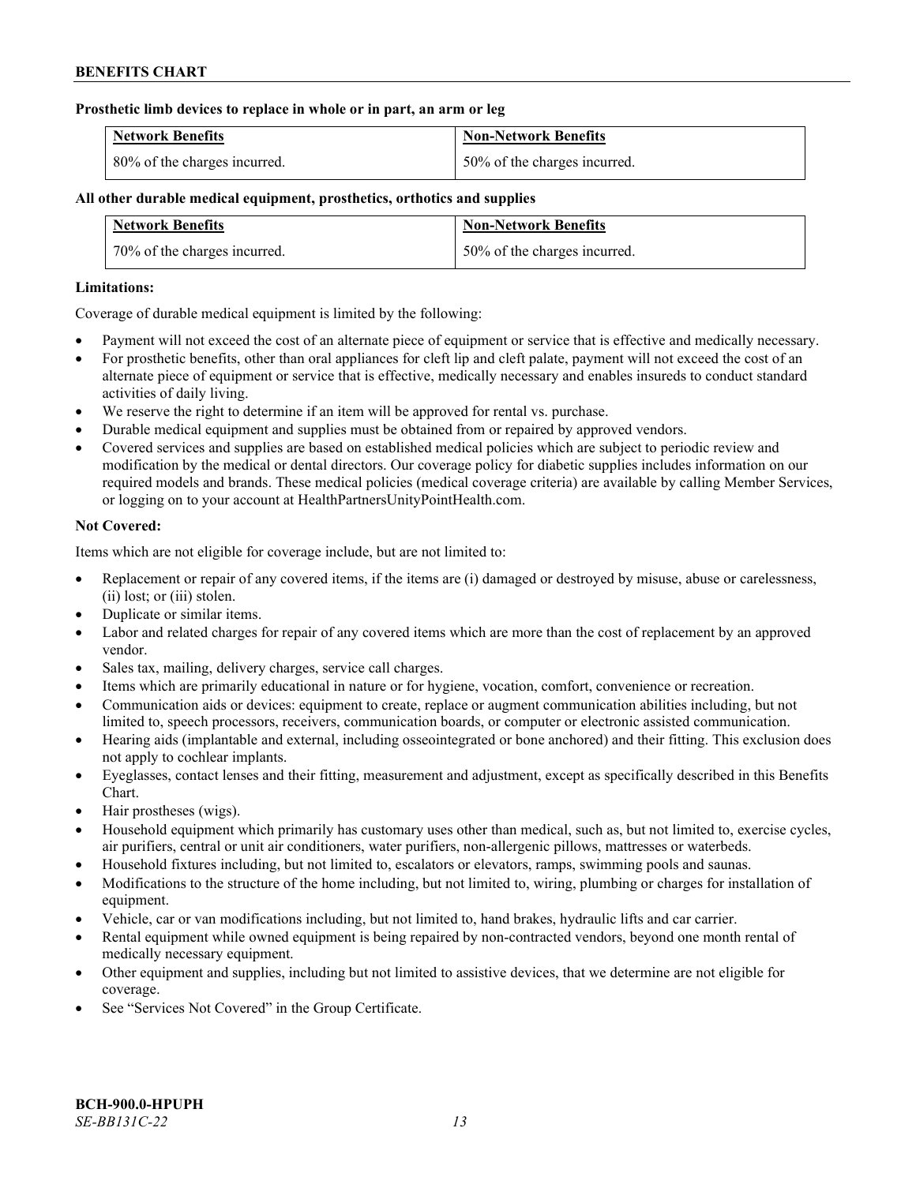**Prosthetic limb devices to replace in whole or in part, an arm or leg**

| Network Benefits | Non-Network Benefits |
| --- | --- |
| 80% of the charges incurred. | 50% of the charges incurred. |

**All other durable medical equipment, prosthetics, orthotics and supplies**

| Network Benefits | Non-Network Benefits |
| --- | --- |
| 70% of the charges incurred. | 50% of the charges incurred. |

**Limitations:**

Coverage of durable medical equipment is limited by the following:

- Payment will not exceed the cost of an alternate piece of equipment or service that is effective and medically necessary.
- For prosthetic benefits, other than oral appliances for cleft lip and cleft palate, payment will not exceed the cost of an alternate piece of equipment or service that is effective, medically necessary and enables insureds to conduct standard activities of daily living.
- We reserve the right to determine if an item will be approved for rental vs. purchase.
- Durable medical equipment and supplies must be obtained from or repaired by approved vendors.
- Covered services and supplies are based on established medical policies which are subject to periodic review and modification by the medical or dental directors. Our coverage policy for diabetic supplies includes information on our required models and brands. These medical policies (medical coverage criteria) are available by calling Member Services, or logging on to your account at HealthPartnersUnityPointHealth.com.

**Not Covered:**

Items which are not eligible for coverage include, but are not limited to:

- Replacement or repair of any covered items, if the items are (i) damaged or destroyed by misuse, abuse or carelessness, (ii) lost; or (iii) stolen.
- Duplicate or similar items.
- Labor and related charges for repair of any covered items which are more than the cost of replacement by an approved vendor.
- Sales tax, mailing, delivery charges, service call charges.
- Items which are primarily educational in nature or for hygiene, vocation, comfort, convenience or recreation.
- Communication aids or devices: equipment to create, replace or augment communication abilities including, but not limited to, speech processors, receivers, communication boards, or computer or electronic assisted communication.
- Hearing aids (implantable and external, including osseointegrated or bone anchored) and their fitting. This exclusion does not apply to cochlear implants.
- Eyeglasses, contact lenses and their fitting, measurement and adjustment, except as specifically described in this Benefits Chart.
- Hair prostheses (wigs).
- Household equipment which primarily has customary uses other than medical, such as, but not limited to, exercise cycles, air purifiers, central or unit air conditioners, water purifiers, non-allergenic pillows, mattresses or waterbeds.
- Household fixtures including, but not limited to, escalators or elevators, ramps, swimming pools and saunas.
- Modifications to the structure of the home including, but not limited to, wiring, plumbing or charges for installation of equipment.
- Vehicle, car or van modifications including, but not limited to, hand brakes, hydraulic lifts and car carrier.
- Rental equipment while owned equipment is being repaired by non-contracted vendors, beyond one month rental of medically necessary equipment.
- Other equipment and supplies, including but not limited to assistive devices, that we determine are not eligible for coverage.
- See "Services Not Covered" in the Group Certificate.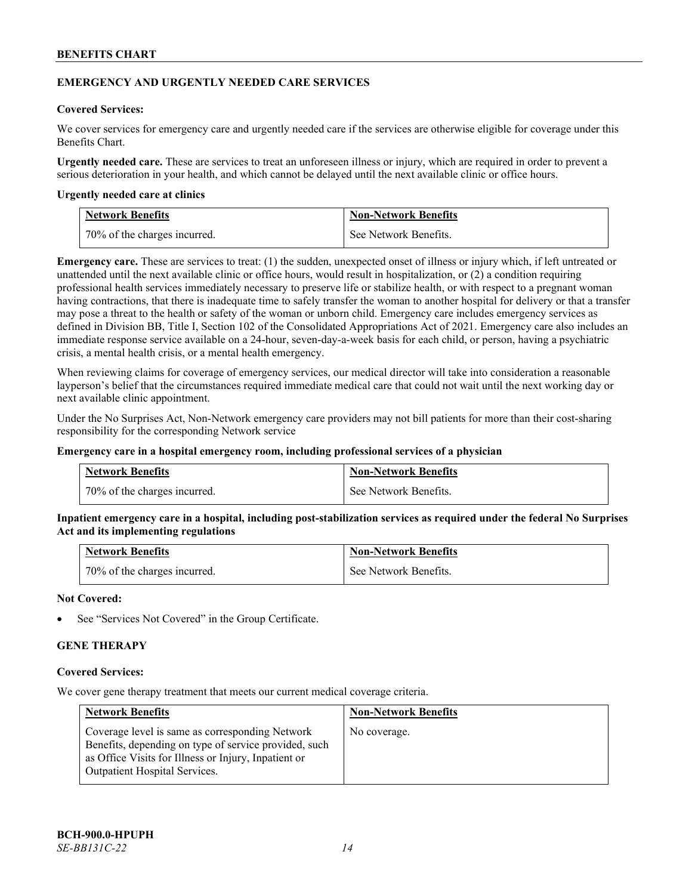## EMERGENCY AND URGENTLY NEEDED CARE SERVICES

**Covered Services:**

We cover services for emergency care and urgently needed care if the services are otherwise eligible for coverage under this Benefits Chart.

**Urgently needed care.** These are services to treat an unforeseen illness or injury, which are required in order to prevent a serious deterioration in your health, and which cannot be delayed until the next available clinic or office hours.

**Urgently needed care at clinics**

| Network Benefits | Non-Network Benefits |
|---|---|
| 70% of the charges incurred. | See Network Benefits. |

**Emergency care.** These are services to treat: (1) the sudden, unexpected onset of illness or injury which, if left untreated or unattended until the next available clinic or office hours, would result in hospitalization, or (2) a condition requiring professional health services immediately necessary to preserve life or stabilize health, or with respect to a pregnant woman having contractions, that there is inadequate time to safely transfer the woman to another hospital for delivery or that a transfer may pose a threat to the health or safety of the woman or unborn child. Emergency care includes emergency services as defined in Division BB, Title I, Section 102 of the Consolidated Appropriations Act of 2021. Emergency care also includes an immediate response service available on a 24-hour, seven-day-a-week basis for each child, or person, having a psychiatric crisis, a mental health crisis, or a mental health emergency.

When reviewing claims for coverage of emergency services, our medical director will take into consideration a reasonable layperson's belief that the circumstances required immediate medical care that could not wait until the next working day or next available clinic appointment.

Under the No Surprises Act, Non-Network emergency care providers may not bill patients for more than their cost-sharing responsibility for the corresponding Network service

**Emergency care in a hospital emergency room, including professional services of a physician**

| Network Benefits | Non-Network Benefits |
|---|---|
| 70% of the charges incurred. | See Network Benefits. |

**Inpatient emergency care in a hospital, including post-stabilization services as required under the federal No Surprises Act and its implementing regulations**

| Network Benefits | Non-Network Benefits |
|---|---|
| 70% of the charges incurred. | See Network Benefits. |

**Not Covered:**

- See "Services Not Covered" in the Group Certificate.

## GENE THERAPY

**Covered Services:**

We cover gene therapy treatment that meets our current medical coverage criteria.

| Network Benefits | Non-Network Benefits |
|---|---|
| Coverage level is same as corresponding Network Benefits, depending on type of service provided, such as Office Visits for Illness or Injury, Inpatient or Outpatient Hospital Services. | No coverage. |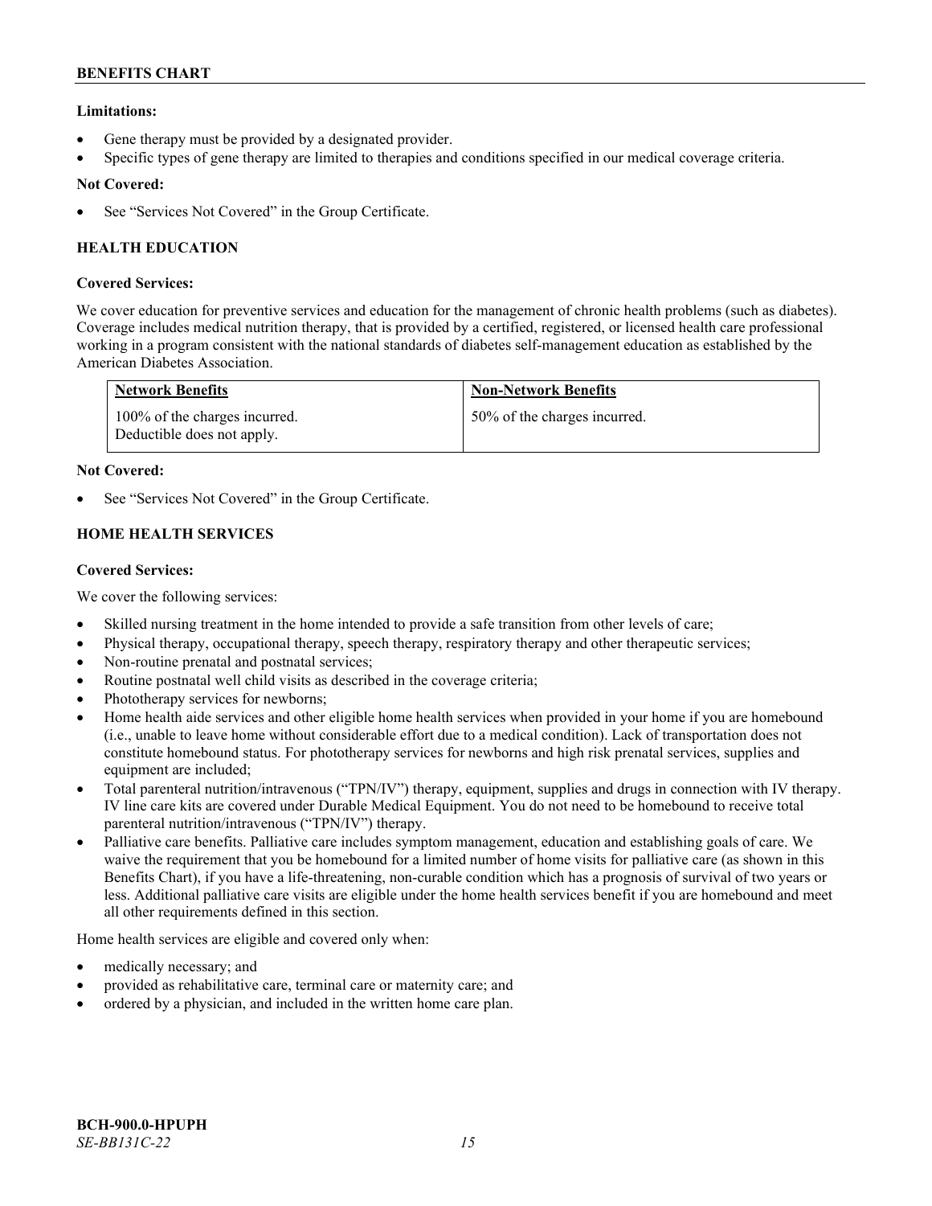**Limitations:**

- Gene therapy must be provided by a designated provider.
- Specific types of gene therapy are limited to therapies and conditions specified in our medical coverage criteria.

**Not Covered:**

- See "Services Not Covered" in the Group Certificate.

### HEALTH EDUCATION

**Covered Services:**

We cover education for preventive services and education for the management of chronic health problems (such as diabetes). Coverage includes medical nutrition therapy, that is provided by a certified, registered, or licensed health care professional working in a program consistent with the national standards of diabetes self-management education as established by the American Diabetes Association.

| Network Benefits | Non-Network Benefits |
|---|---|
| 100% of the charges incurred. Deductible does not apply. | 50% of the charges incurred. |

**Not Covered:**

- See "Services Not Covered" in the Group Certificate.

### HOME HEALTH SERVICES

**Covered Services:**

We cover the following services:

- Skilled nursing treatment in the home intended to provide a safe transition from other levels of care;
- Physical therapy, occupational therapy, speech therapy, respiratory therapy and other therapeutic services;
- Non-routine prenatal and postnatal services;
- Routine postnatal well child visits as described in the coverage criteria;
- Phototherapy services for newborns;
- Home health aide services and other eligible home health services when provided in your home if you are homebound (i.e., unable to leave home without considerable effort due to a medical condition). Lack of transportation does not constitute homebound status. For phototherapy services for newborns and high risk prenatal services, supplies and equipment are included;
- Total parenteral nutrition/intravenous ("TPN/IV") therapy, equipment, supplies and drugs in connection with IV therapy. IV line care kits are covered under Durable Medical Equipment. You do not need to be homebound to receive total parenteral nutrition/intravenous ("TPN/IV") therapy.
- Palliative care benefits. Palliative care includes symptom management, education and establishing goals of care. We waive the requirement that you be homebound for a limited number of home visits for palliative care (as shown in this Benefits Chart), if you have a life-threatening, non-curable condition which has a prognosis of survival of two years or less. Additional palliative care visits are eligible under the home health services benefit if you are homebound and meet all other requirements defined in this section.

Home health services are eligible and covered only when:

- medically necessary; and
- provided as rehabilitative care, terminal care or maternity care; and
- ordered by a physician, and included in the written home care plan.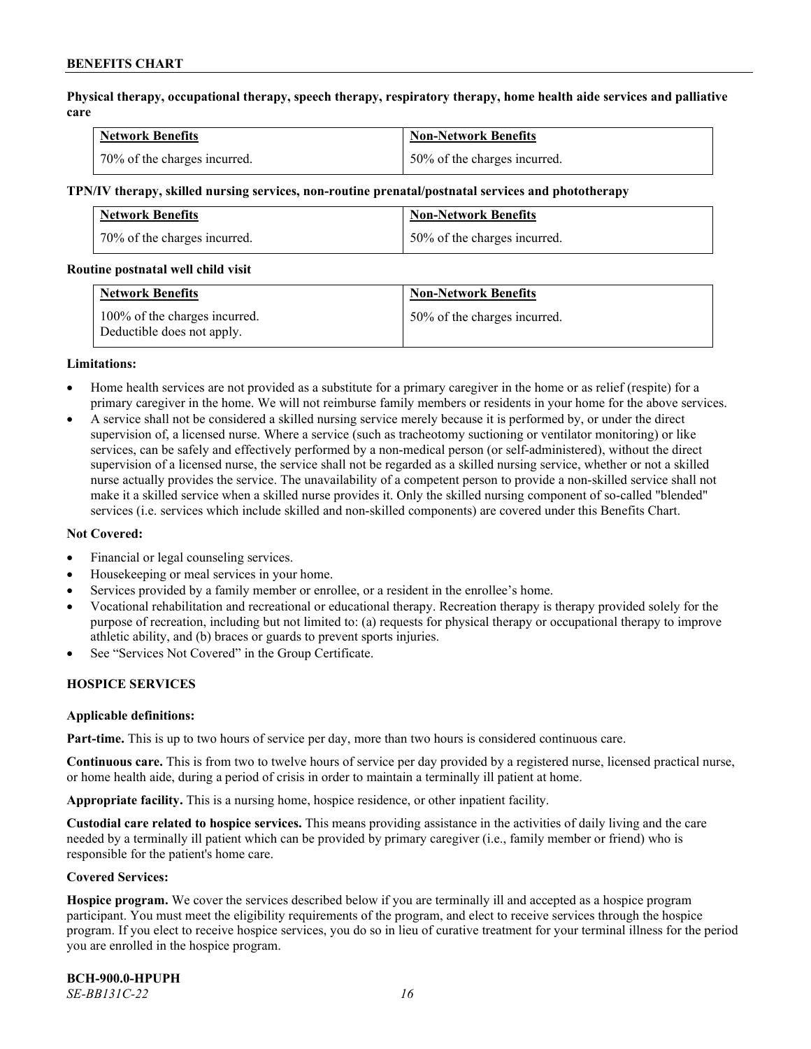**Physical therapy, occupational therapy, speech therapy, respiratory therapy, home health aide services and palliative care**

| Network Benefits | Non-Network Benefits |
|---|---|
| 70% of the charges incurred. | 50% of the charges incurred. |

**TPN/IV therapy, skilled nursing services, non-routine prenatal/postnatal services and phototherapy**

| Network Benefits | Non-Network Benefits |
|---|---|
| 70% of the charges incurred. | 50% of the charges incurred. |

**Routine postnatal well child visit**

| Network Benefits | Non-Network Benefits |
|---|---|
| 100% of the charges incurred. Deductible does not apply. | 50% of the charges incurred. |

**Limitations:**

- Home health services are not provided as a substitute for a primary caregiver in the home or as relief (respite) for a primary caregiver in the home. We will not reimburse family members or residents in your home for the above services.
- A service shall not be considered a skilled nursing service merely because it is performed by, or under the direct supervision of, a licensed nurse. Where a service (such as tracheotomy suctioning or ventilator monitoring) or like services, can be safely and effectively performed by a non-medical person (or self-administered), without the direct supervision of a licensed nurse, the service shall not be regarded as a skilled nursing service, whether or not a skilled nurse actually provides the service. The unavailability of a competent person to provide a non-skilled service shall not make it a skilled service when a skilled nurse provides it. Only the skilled nursing component of so-called "blended" services (i.e. services which include skilled and non-skilled components) are covered under this Benefits Chart.

**Not Covered:**

- Financial or legal counseling services.
- Housekeeping or meal services in your home.
- Services provided by a family member or enrollee, or a resident in the enrollee's home.
- Vocational rehabilitation and recreational or educational therapy. Recreation therapy is therapy provided solely for the purpose of recreation, including but not limited to: (a) requests for physical therapy or occupational therapy to improve athletic ability, and (b) braces or guards to prevent sports injuries.
- See "Services Not Covered" in the Group Certificate.

## HOSPICE SERVICES

**Applicable definitions:**

**Part-time.** This is up to two hours of service per day, more than two hours is considered continuous care.

**Continuous care.** This is from two to twelve hours of service per day provided by a registered nurse, licensed practical nurse, or home health aide, during a period of crisis in order to maintain a terminally ill patient at home.

**Appropriate facility.** This is a nursing home, hospice residence, or other inpatient facility.

**Custodial care related to hospice services.** This means providing assistance in the activities of daily living and the care needed by a terminally ill patient which can be provided by primary caregiver (i.e., family member or friend) who is responsible for the patient's home care.

**Covered Services:**

**Hospice program.** We cover the services described below if you are terminally ill and accepted as a hospice program participant. You must meet the eligibility requirements of the program, and elect to receive services through the hospice program. If you elect to receive hospice services, you do so in lieu of curative treatment for your terminal illness for the period you are enrolled in the hospice program.

**BCH-900.0-HPUPH**
*SE-BB131C-22*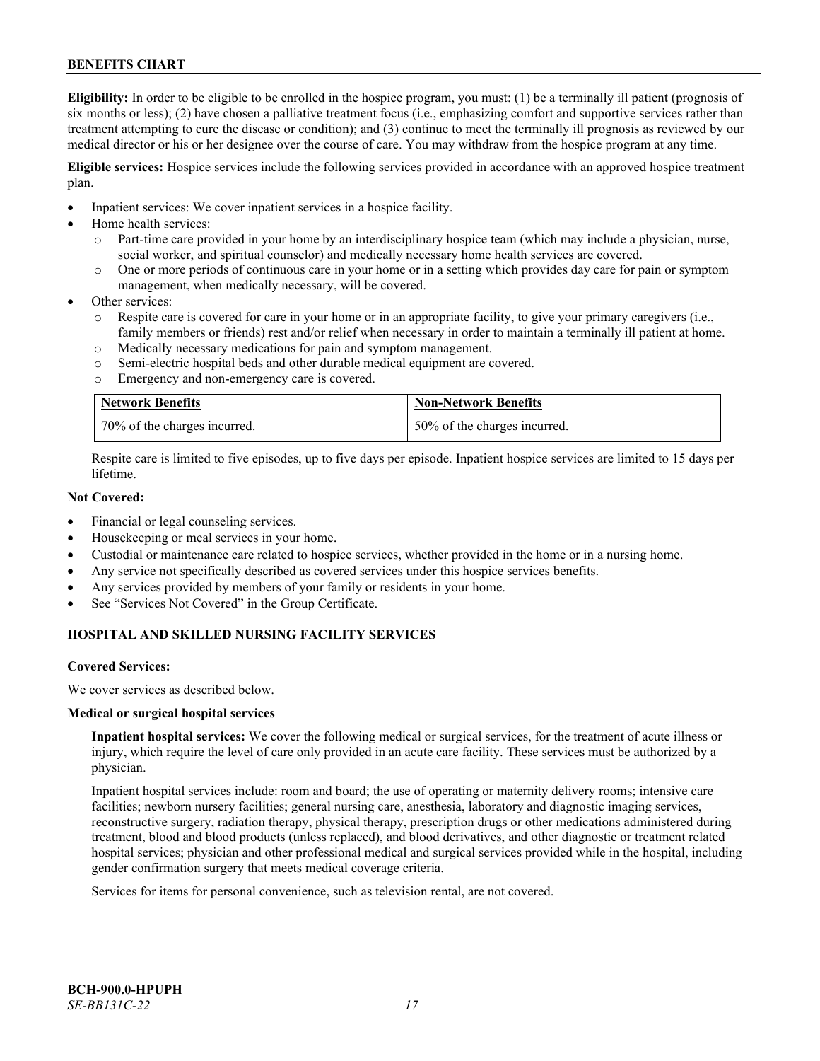**Eligibility:** In order to be eligible to be enrolled in the hospice program, you must: (1) be a terminally ill patient (prognosis of six months or less); (2) have chosen a palliative treatment focus (i.e., emphasizing comfort and supportive services rather than treatment attempting to cure the disease or condition); and (3) continue to meet the terminally ill prognosis as reviewed by our medical director or his or her designee over the course of care. You may withdraw from the hospice program at any time.

**Eligible services:** Hospice services include the following services provided in accordance with an approved hospice treatment plan.

- Inpatient services: We cover inpatient services in a hospice facility.
- Home health services:
  - Part-time care provided in your home by an interdisciplinary hospice team (which may include a physician, nurse, social worker, and spiritual counselor) and medically necessary home health services are covered.
  - One or more periods of continuous care in your home or in a setting which provides day care for pain or symptom management, when medically necessary, will be covered.
- Other services:
  - Respite care is covered for care in your home or in an appropriate facility, to give your primary caregivers (i.e., family members or friends) rest and/or relief when necessary in order to maintain a terminally ill patient at home.
  - Medically necessary medications for pain and symptom management.
  - Semi-electric hospital beds and other durable medical equipment are covered.
  - Emergency and non-emergency care is covered.

| Network Benefits | Non-Network Benefits |
|---|---|
| 70% of the charges incurred. | 50% of the charges incurred. |

Respite care is limited to five episodes, up to five days per episode. Inpatient hospice services are limited to 15 days per lifetime.

**Not Covered:**

- Financial or legal counseling services.
- Housekeeping or meal services in your home.
- Custodial or maintenance care related to hospice services, whether provided in the home or in a nursing home.
- Any service not specifically described as covered services under this hospice services benefits.
- Any services provided by members of your family or residents in your home.
- See "Services Not Covered" in the Group Certificate.

## HOSPITAL AND SKILLED NURSING FACILITY SERVICES

**Covered Services:**

We cover services as described below.

**Medical or surgical hospital services**

**Inpatient hospital services:** We cover the following medical or surgical services, for the treatment of acute illness or injury, which require the level of care only provided in an acute care facility. These services must be authorized by a physician.

Inpatient hospital services include: room and board; the use of operating or maternity delivery rooms; intensive care facilities; newborn nursery facilities; general nursing care, anesthesia, laboratory and diagnostic imaging services, reconstructive surgery, radiation therapy, physical therapy, prescription drugs or other medications administered during treatment, blood and blood products (unless replaced), and blood derivatives, and other diagnostic or treatment related hospital services; physician and other professional medical and surgical services provided while in the hospital, including gender confirmation surgery that meets medical coverage criteria.

Services for items for personal convenience, such as television rental, are not covered.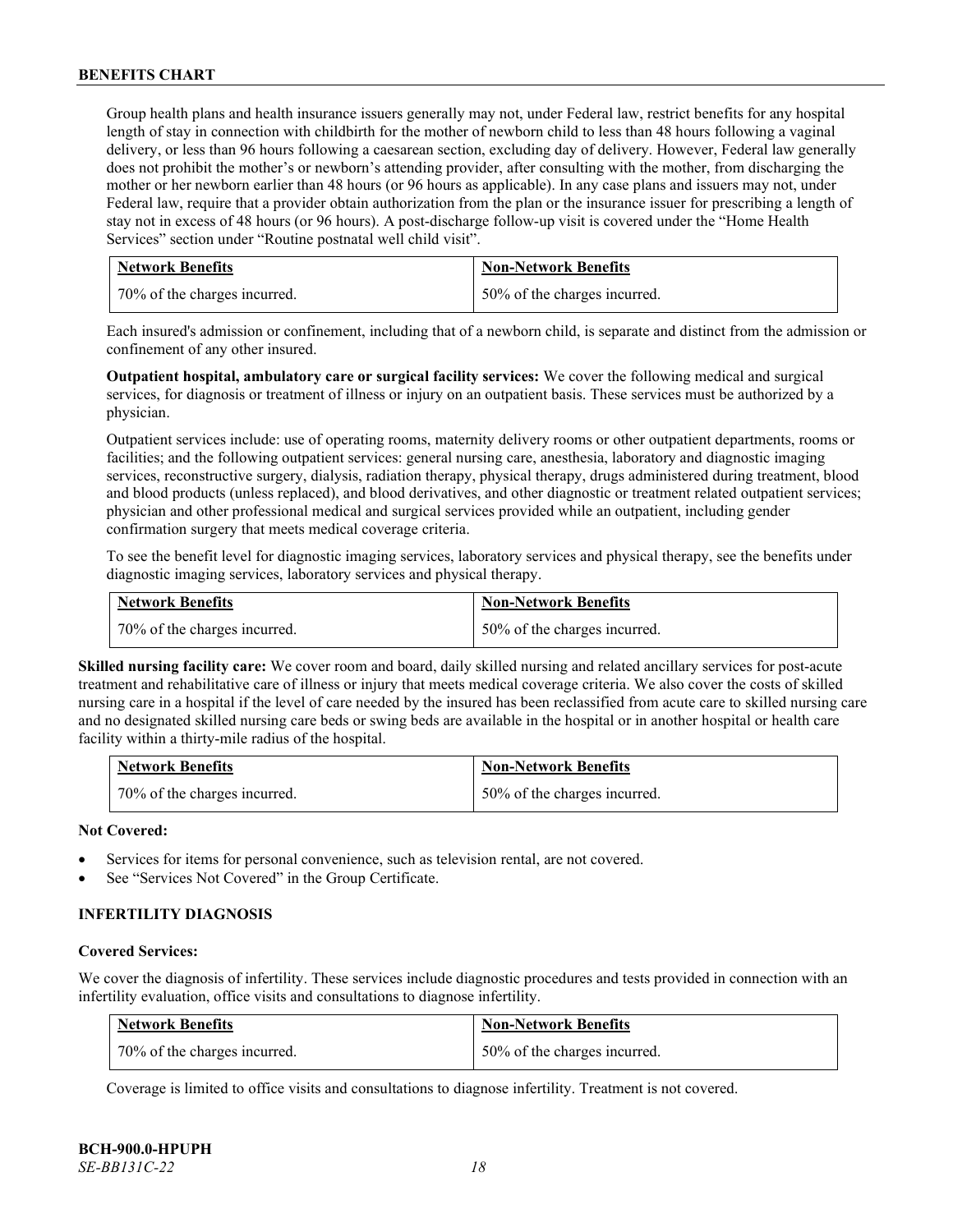Group health plans and health insurance issuers generally may not, under Federal law, restrict benefits for any hospital length of stay in connection with childbirth for the mother of newborn child to less than 48 hours following a vaginal delivery, or less than 96 hours following a caesarean section, excluding day of delivery. However, Federal law generally does not prohibit the mother's or newborn's attending provider, after consulting with the mother, from discharging the mother or her newborn earlier than 48 hours (or 96 hours as applicable). In any case plans and issuers may not, under Federal law, require that a provider obtain authorization from the plan or the insurance issuer for prescribing a length of stay not in excess of 48 hours (or 96 hours). A post-discharge follow-up visit is covered under the "Home Health Services" section under "Routine postnatal well child visit".

| Network Benefits | Non-Network Benefits |
|---|---|
| 70% of the charges incurred. | 50% of the charges incurred. |

Each insured's admission or confinement, including that of a newborn child, is separate and distinct from the admission or confinement of any other insured.

**Outpatient hospital, ambulatory care or surgical facility services:** We cover the following medical and surgical services, for diagnosis or treatment of illness or injury on an outpatient basis. These services must be authorized by a physician.

Outpatient services include: use of operating rooms, maternity delivery rooms or other outpatient departments, rooms or facilities; and the following outpatient services: general nursing care, anesthesia, laboratory and diagnostic imaging services, reconstructive surgery, dialysis, radiation therapy, physical therapy, drugs administered during treatment, blood and blood products (unless replaced), and blood derivatives, and other diagnostic or treatment related outpatient services; physician and other professional medical and surgical services provided while an outpatient, including gender confirmation surgery that meets medical coverage criteria.

To see the benefit level for diagnostic imaging services, laboratory services and physical therapy, see the benefits under diagnostic imaging services, laboratory services and physical therapy.

| Network Benefits | Non-Network Benefits |
|---|---|
| 70% of the charges incurred. | 50% of the charges incurred. |

**Skilled nursing facility care:** We cover room and board, daily skilled nursing and related ancillary services for post-acute treatment and rehabilitative care of illness or injury that meets medical coverage criteria. We also cover the costs of skilled nursing care in a hospital if the level of care needed by the insured has been reclassified from acute care to skilled nursing care and no designated skilled nursing care beds or swing beds are available in the hospital or in another hospital or health care facility within a thirty-mile radius of the hospital.

| Network Benefits | Non-Network Benefits |
|---|---|
| 70% of the charges incurred. | 50% of the charges incurred. |

**Not Covered:**

- Services for items for personal convenience, such as television rental, are not covered.
- See "Services Not Covered" in the Group Certificate.

### INFERTILITY DIAGNOSIS

**Covered Services:**

We cover the diagnosis of infertility. These services include diagnostic procedures and tests provided in connection with an infertility evaluation, office visits and consultations to diagnose infertility.

| Network Benefits | Non-Network Benefits |
|---|---|
| 70% of the charges incurred. | 50% of the charges incurred. |

Coverage is limited to office visits and consultations to diagnose infertility. Treatment is not covered.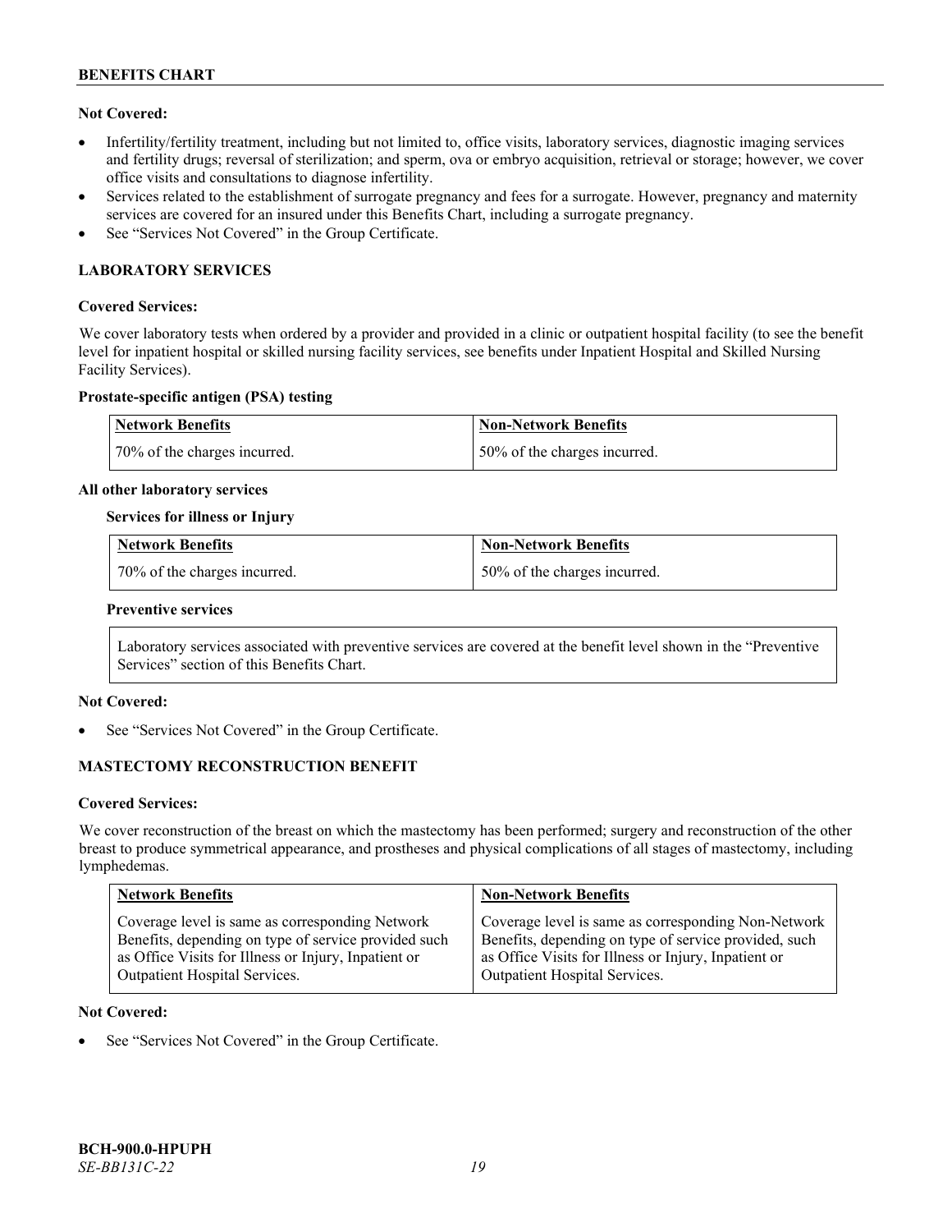**Not Covered:**

- Infertility/fertility treatment, including but not limited to, office visits, laboratory services, diagnostic imaging services and fertility drugs; reversal of sterilization; and sperm, ova or embryo acquisition, retrieval or storage; however, we cover office visits and consultations to diagnose infertility.
- Services related to the establishment of surrogate pregnancy and fees for a surrogate. However, pregnancy and maternity services are covered for an insured under this Benefits Chart, including a surrogate pregnancy.
- See "Services Not Covered" in the Group Certificate.

## LABORATORY SERVICES

**Covered Services:**

We cover laboratory tests when ordered by a provider and provided in a clinic or outpatient hospital facility (to see the benefit level for inpatient hospital or skilled nursing facility services, see benefits under Inpatient Hospital and Skilled Nursing Facility Services).

**Prostate-specific antigen (PSA) testing**

| Network Benefits | Non-Network Benefits |
|---|---|
| 70% of the charges incurred. | 50% of the charges incurred. |

**All other laboratory services**

**Services for illness or Injury**

| Network Benefits | Non-Network Benefits |
|---|---|
| 70% of the charges incurred. | 50% of the charges incurred. |

**Preventive services**

| Laboratory services associated with preventive services are covered at the benefit level shown in the "Preventive Services" section of this Benefits Chart. |
|---|

**Not Covered:**

- See "Services Not Covered" in the Group Certificate.

## MASTECTOMY RECONSTRUCTION BENEFIT

**Covered Services:**

We cover reconstruction of the breast on which the mastectomy has been performed; surgery and reconstruction of the other breast to produce symmetrical appearance, and prostheses and physical complications of all stages of mastectomy, including lymphedemas.

| Network Benefits | Non-Network Benefits |
|---|---|
| Coverage level is same as corresponding Network Benefits, depending on type of service provided such as Office Visits for Illness or Injury, Inpatient or Outpatient Hospital Services. | Coverage level is same as corresponding Non-Network Benefits, depending on type of service provided, such as Office Visits for Illness or Injury, Inpatient or Outpatient Hospital Services. |

**Not Covered:**

- See "Services Not Covered" in the Group Certificate.

**BCH-900.0-HPUPH**
*SE-BB131C-22*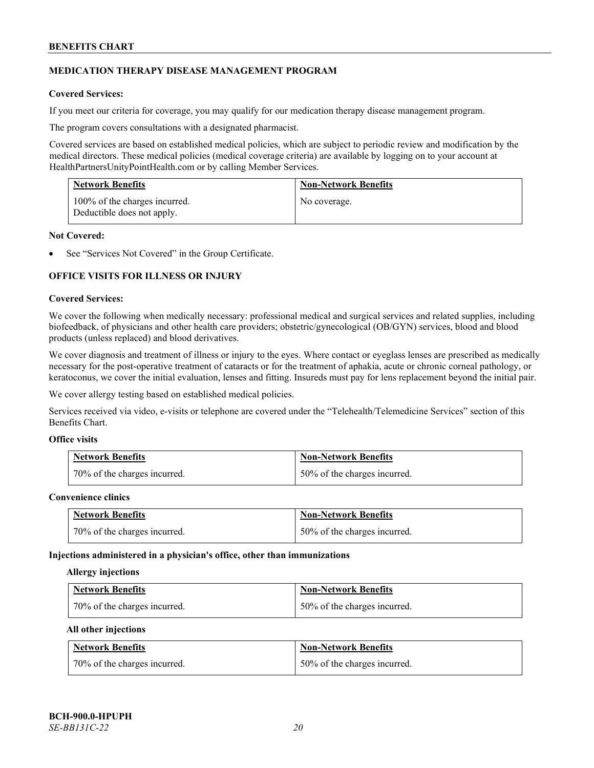## MEDICATION THERAPY DISEASE MANAGEMENT PROGRAM

**Covered Services:**

If you meet our criteria for coverage, you may qualify for our medication therapy disease management program.

The program covers consultations with a designated pharmacist.

Covered services are based on established medical policies, which are subject to periodic review and modification by the medical directors. These medical policies (medical coverage criteria) are available by logging on to your account at HealthPartnersUnityPointHealth.com or by calling Member Services.

| Network Benefits | Non-Network Benefits |
|---|---|
| 100% of the charges incurred. Deductible does not apply. | No coverage. |

**Not Covered:**

- See "Services Not Covered" in the Group Certificate.

## OFFICE VISITS FOR ILLNESS OR INJURY

**Covered Services:**

We cover the following when medically necessary: professional medical and surgical services and related supplies, including biofeedback, of physicians and other health care providers; obstetric/gynecological (OB/GYN) services, blood and blood products (unless replaced) and blood derivatives.

We cover diagnosis and treatment of illness or injury to the eyes. Where contact or eyeglass lenses are prescribed as medically necessary for the post-operative treatment of cataracts or for the treatment of aphakia, acute or chronic corneal pathology, or keratoconus, we cover the initial evaluation, lenses and fitting. Insureds must pay for lens replacement beyond the initial pair.

We cover allergy testing based on established medical policies.

Services received via video, e-visits or telephone are covered under the "Telehealth/Telemedicine Services" section of this Benefits Chart.

**Office visits**

| Network Benefits | Non-Network Benefits |
|---|---|
| 70% of the charges incurred. | 50% of the charges incurred. |

**Convenience clinics**

| Network Benefits | Non-Network Benefits |
|---|---|
| 70% of the charges incurred. | 50% of the charges incurred. |

**Injections administered in a physician's office, other than immunizations**

**Allergy injections**

| Network Benefits | Non-Network Benefits |
|---|---|
| 70% of the charges incurred. | 50% of the charges incurred. |

**All other injections**

| Network Benefits | Non-Network Benefits |
|---|---|
| 70% of the charges incurred. | 50% of the charges incurred. |

**BCH-900.0-HPUPH**
*SE-BB131C-22*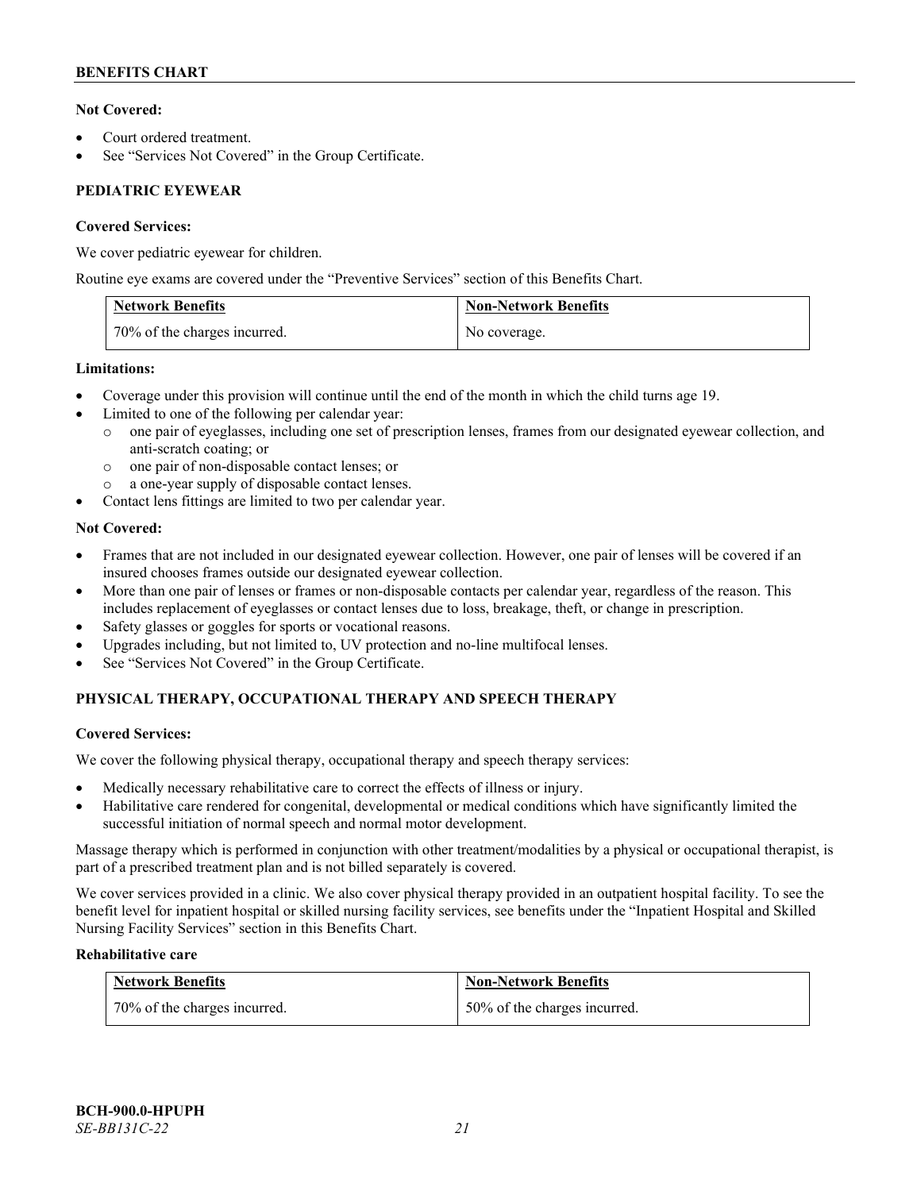**Not Covered:**

- Court ordered treatment.
- See "Services Not Covered" in the Group Certificate.

## PEDIATRIC EYEWEAR

**Covered Services:**

We cover pediatric eyewear for children.

Routine eye exams are covered under the "Preventive Services" section of this Benefits Chart.

| Network Benefits | Non-Network Benefits |
|---|---|
| 70% of the charges incurred. | No coverage. |

**Limitations:**

- Coverage under this provision will continue until the end of the month in which the child turns age 19.
- Limited to one of the following per calendar year:
  - one pair of eyeglasses, including one set of prescription lenses, frames from our designated eyewear collection, and anti-scratch coating; or
  - one pair of non-disposable contact lenses; or
  - a one-year supply of disposable contact lenses.
- Contact lens fittings are limited to two per calendar year.

**Not Covered:**

- Frames that are not included in our designated eyewear collection. However, one pair of lenses will be covered if an insured chooses frames outside our designated eyewear collection.
- More than one pair of lenses or frames or non-disposable contacts per calendar year, regardless of the reason. This includes replacement of eyeglasses or contact lenses due to loss, breakage, theft, or change in prescription.
- Safety glasses or goggles for sports or vocational reasons.
- Upgrades including, but not limited to, UV protection and no-line multifocal lenses.
- See "Services Not Covered" in the Group Certificate.

## PHYSICAL THERAPY, OCCUPATIONAL THERAPY AND SPEECH THERAPY

**Covered Services:**

We cover the following physical therapy, occupational therapy and speech therapy services:

- Medically necessary rehabilitative care to correct the effects of illness or injury.
- Habilitative care rendered for congenital, developmental or medical conditions which have significantly limited the successful initiation of normal speech and normal motor development.

Massage therapy which is performed in conjunction with other treatment/modalities by a physical or occupational therapist, is part of a prescribed treatment plan and is not billed separately is covered.

We cover services provided in a clinic. We also cover physical therapy provided in an outpatient hospital facility. To see the benefit level for inpatient hospital or skilled nursing facility services, see benefits under the "Inpatient Hospital and Skilled Nursing Facility Services" section in this Benefits Chart.

**Rehabilitative care**

| Network Benefits | Non-Network Benefits |
|---|---|
| 70% of the charges incurred. | 50% of the charges incurred. |

**BCH-900.0-HPUPH**
*SE-BB131C-22*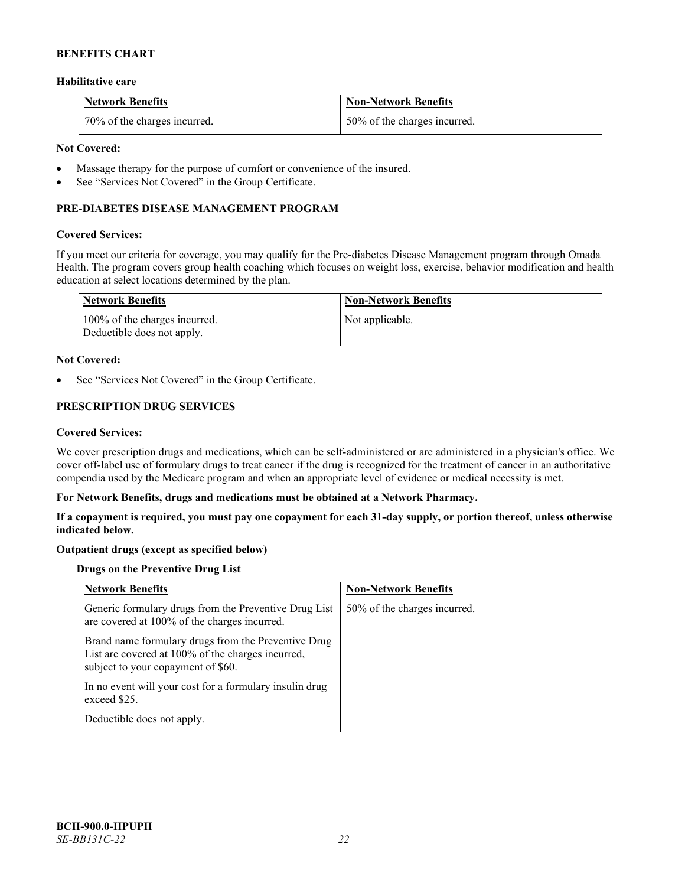### Habilitative care

| Network Benefits | Non-Network Benefits |
|---|---|
| 70% of the charges incurred. | 50% of the charges incurred. |

**Not Covered:**

- Massage therapy for the purpose of comfort or convenience of the insured.
- See "Services Not Covered" in the Group Certificate.

## PRE-DIABETES DISEASE MANAGEMENT PROGRAM

**Covered Services:**

If you meet our criteria for coverage, you may qualify for the Pre-diabetes Disease Management program through Omada Health. The program covers group health coaching which focuses on weight loss, exercise, behavior modification and health education at select locations determined by the plan.

| Network Benefits | Non-Network Benefits |
|---|---|
| 100% of the charges incurred.<br>Deductible does not apply. | Not applicable. |

**Not Covered:**

- See "Services Not Covered" in the Group Certificate.

## PRESCRIPTION DRUG SERVICES

**Covered Services:**

We cover prescription drugs and medications, which can be self-administered or are administered in a physician's office. We cover off-label use of formulary drugs to treat cancer if the drug is recognized for the treatment of cancer in an authoritative compendia used by the Medicare program and when an appropriate level of evidence or medical necessity is met.

**For Network Benefits, drugs and medications must be obtained at a Network Pharmacy.**

**If a copayment is required, you must pay one copayment for each 31-day supply, or portion thereof, unless otherwise indicated below.**

**Outpatient drugs (except as specified below)**

**Drugs on the Preventive Drug List**

| Network Benefits | Non-Network Benefits |
|---|---|
| Generic formulary drugs from the Preventive Drug List are covered at 100% of the charges incurred.<br><br>Brand name formulary drugs from the Preventive Drug List are covered at 100% of the charges incurred, subject to your copayment of $60.<br><br>In no event will your cost for a formulary insulin drug exceed $25.<br><br>Deductible does not apply. | 50% of the charges incurred. |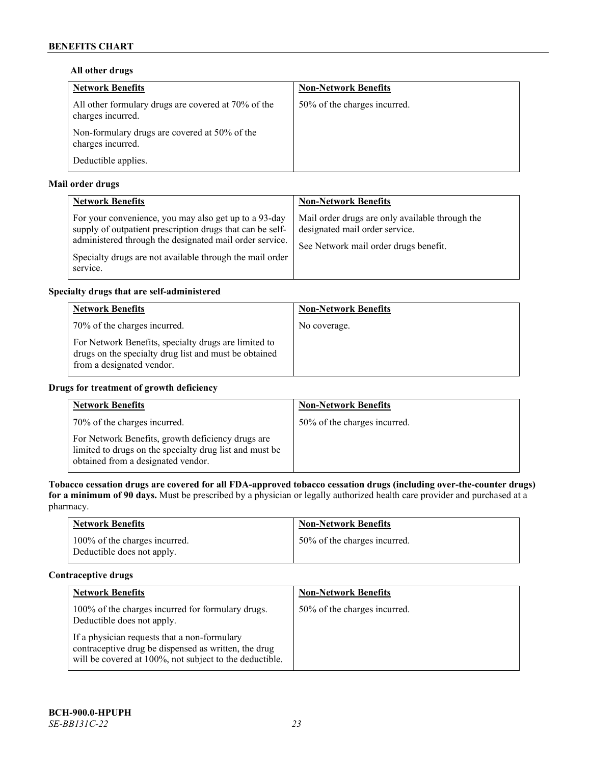**All other drugs**

| Network Benefits | Non-Network Benefits |
| --- | --- |
| All other formulary drugs are covered at 70% of the charges incurred.<br><br>Non-formulary drugs are covered at 50% of the charges incurred.<br><br>Deductible applies. | 50% of the charges incurred. |

**Mail order drugs**

| Network Benefits | Non-Network Benefits |
| --- | --- |
| For your convenience, you may also get up to a 93-day supply of outpatient prescription drugs that can be self-administered through the designated mail order service.<br><br>Specialty drugs are not available through the mail order service. | Mail order drugs are only available through the designated mail order service.<br><br>See Network mail order drugs benefit. |

**Specialty drugs that are self-administered**

| Network Benefits | Non-Network Benefits |
| --- | --- |
| 70% of the charges incurred.<br><br>For Network Benefits, specialty drugs are limited to drugs on the specialty drug list and must be obtained from a designated vendor. | No coverage. |

**Drugs for treatment of growth deficiency**

| Network Benefits | Non-Network Benefits |
| --- | --- |
| 70% of the charges incurred.<br><br>For Network Benefits, growth deficiency drugs are limited to drugs on the specialty drug list and must be obtained from a designated vendor. | 50% of the charges incurred. |

**Tobacco cessation drugs are covered for all FDA-approved tobacco cessation drugs (including over-the-counter drugs) for a minimum of 90 days.** Must be prescribed by a physician or legally authorized health care provider and purchased at a pharmacy.

| Network Benefits | Non-Network Benefits |
| --- | --- |
| 100% of the charges incurred.<br>Deductible does not apply. | 50% of the charges incurred. |

**Contraceptive drugs**

| Network Benefits | Non-Network Benefits |
| --- | --- |
| 100% of the charges incurred for formulary drugs. Deductible does not apply.<br><br>If a physician requests that a non-formulary contraceptive drug be dispensed as written, the drug will be covered at 100%, not subject to the deductible. | 50% of the charges incurred. |

**BCH-900.0-HPUPH**
*SE-BB131C-22*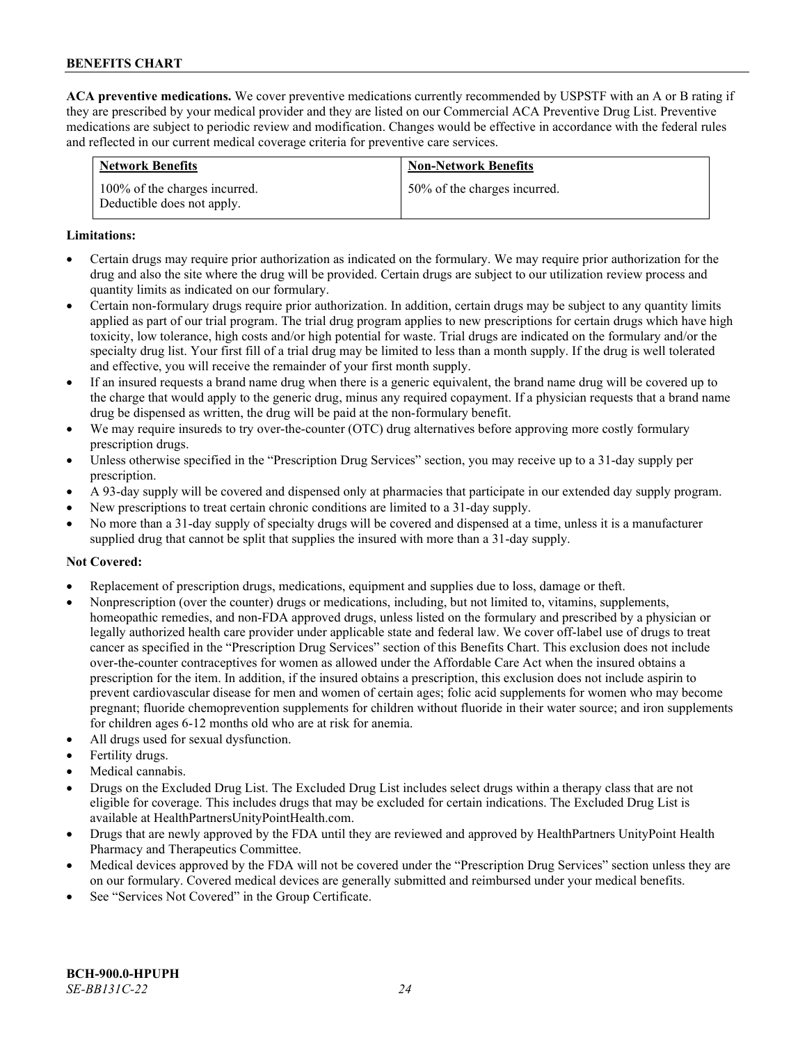**ACA preventive medications.** We cover preventive medications currently recommended by USPSTF with an A or B rating if they are prescribed by your medical provider and they are listed on our Commercial ACA Preventive Drug List. Preventive medications are subject to periodic review and modification. Changes would be effective in accordance with the federal rules and reflected in our current medical coverage criteria for preventive care services.

| Network Benefits | Non-Network Benefits |
|---|---|
| 100% of the charges incurred. Deductible does not apply. | 50% of the charges incurred. |

**Limitations:**

- Certain drugs may require prior authorization as indicated on the formulary. We may require prior authorization for the drug and also the site where the drug will be provided. Certain drugs are subject to our utilization review process and quantity limits as indicated on our formulary.
- Certain non-formulary drugs require prior authorization. In addition, certain drugs may be subject to any quantity limits applied as part of our trial program. The trial drug program applies to new prescriptions for certain drugs which have high toxicity, low tolerance, high costs and/or high potential for waste. Trial drugs are indicated on the formulary and/or the specialty drug list. Your first fill of a trial drug may be limited to less than a month supply. If the drug is well tolerated and effective, you will receive the remainder of your first month supply.
- If an insured requests a brand name drug when there is a generic equivalent, the brand name drug will be covered up to the charge that would apply to the generic drug, minus any required copayment. If a physician requests that a brand name drug be dispensed as written, the drug will be paid at the non-formulary benefit.
- We may require insureds to try over-the-counter (OTC) drug alternatives before approving more costly formulary prescription drugs.
- Unless otherwise specified in the "Prescription Drug Services" section, you may receive up to a 31-day supply per prescription.
- A 93-day supply will be covered and dispensed only at pharmacies that participate in our extended day supply program.
- New prescriptions to treat certain chronic conditions are limited to a 31-day supply.
- No more than a 31-day supply of specialty drugs will be covered and dispensed at a time, unless it is a manufacturer supplied drug that cannot be split that supplies the insured with more than a 31-day supply.

**Not Covered:**

- Replacement of prescription drugs, medications, equipment and supplies due to loss, damage or theft.
- Nonprescription (over the counter) drugs or medications, including, but not limited to, vitamins, supplements, homeopathic remedies, and non-FDA approved drugs, unless listed on the formulary and prescribed by a physician or legally authorized health care provider under applicable state and federal law. We cover off-label use of drugs to treat cancer as specified in the "Prescription Drug Services" section of this Benefits Chart. This exclusion does not include over-the-counter contraceptives for women as allowed under the Affordable Care Act when the insured obtains a prescription for the item. In addition, if the insured obtains a prescription, this exclusion does not include aspirin to prevent cardiovascular disease for men and women of certain ages; folic acid supplements for women who may become pregnant; fluoride chemoprevention supplements for children without fluoride in their water source; and iron supplements for children ages 6-12 months old who are at risk for anemia.
- All drugs used for sexual dysfunction.
- Fertility drugs.
- Medical cannabis.
- Drugs on the Excluded Drug List. The Excluded Drug List includes select drugs within a therapy class that are not eligible for coverage. This includes drugs that may be excluded for certain indications. The Excluded Drug List is available at HealthPartnersUnityPointHealth.com.
- Drugs that are newly approved by the FDA until they are reviewed and approved by HealthPartners UnityPoint Health Pharmacy and Therapeutics Committee.
- Medical devices approved by the FDA will not be covered under the "Prescription Drug Services" section unless they are on our formulary. Covered medical devices are generally submitted and reimbursed under your medical benefits.
- See "Services Not Covered" in the Group Certificate.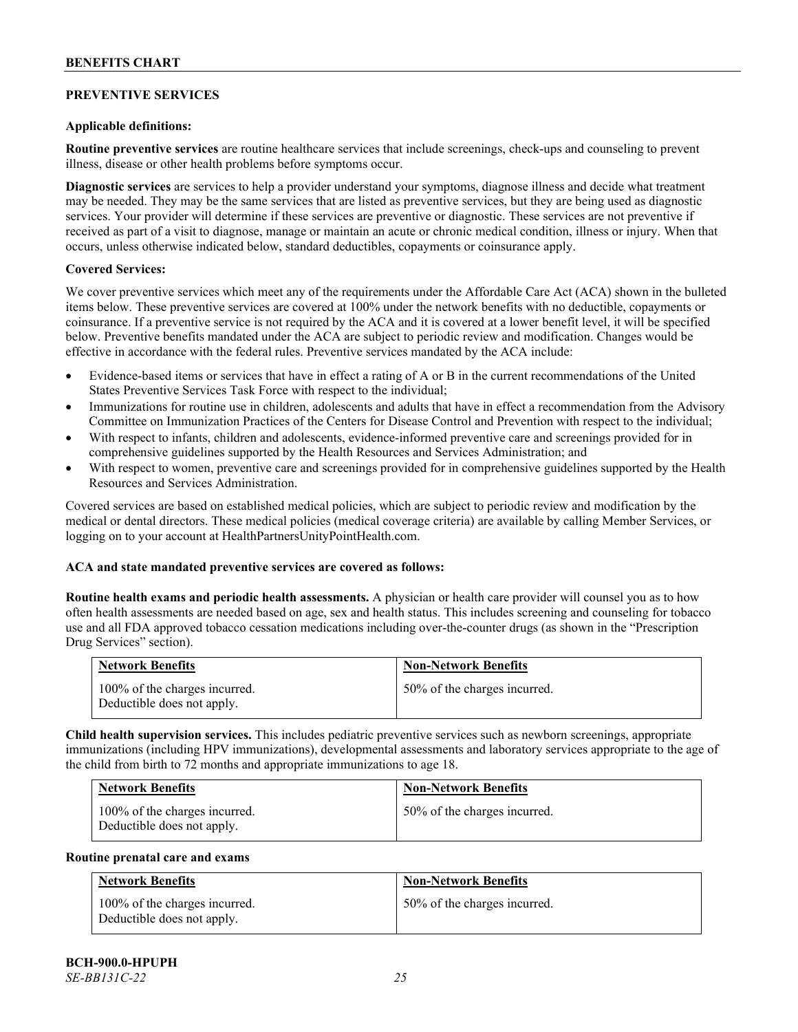## PREVENTIVE SERVICES

**Applicable definitions:**

**Routine preventive services** are routine healthcare services that include screenings, check-ups and counseling to prevent illness, disease or other health problems before symptoms occur.

**Diagnostic services** are services to help a provider understand your symptoms, diagnose illness and decide what treatment may be needed. They may be the same services that are listed as preventive services, but they are being used as diagnostic services. Your provider will determine if these services are preventive or diagnostic. These services are not preventive if received as part of a visit to diagnose, manage or maintain an acute or chronic medical condition, illness or injury. When that occurs, unless otherwise indicated below, standard deductibles, copayments or coinsurance apply.

**Covered Services:**

We cover preventive services which meet any of the requirements under the Affordable Care Act (ACA) shown in the bulleted items below. These preventive services are covered at 100% under the network benefits with no deductible, copayments or coinsurance. If a preventive service is not required by the ACA and it is covered at a lower benefit level, it will be specified below. Preventive benefits mandated under the ACA are subject to periodic review and modification. Changes would be effective in accordance with the federal rules. Preventive services mandated by the ACA include:

- Evidence-based items or services that have in effect a rating of A or B in the current recommendations of the United States Preventive Services Task Force with respect to the individual;
- Immunizations for routine use in children, adolescents and adults that have in effect a recommendation from the Advisory Committee on Immunization Practices of the Centers for Disease Control and Prevention with respect to the individual;
- With respect to infants, children and adolescents, evidence-informed preventive care and screenings provided for in comprehensive guidelines supported by the Health Resources and Services Administration; and
- With respect to women, preventive care and screenings provided for in comprehensive guidelines supported by the Health Resources and Services Administration.

Covered services are based on established medical policies, which are subject to periodic review and modification by the medical or dental directors. These medical policies (medical coverage criteria) are available by calling Member Services, or logging on to your account at HealthPartnersUnityPointHealth.com.

**ACA and state mandated preventive services are covered as follows:**

**Routine health exams and periodic health assessments.** A physician or health care provider will counsel you as to how often health assessments are needed based on age, sex and health status. This includes screening and counseling for tobacco use and all FDA approved tobacco cessation medications including over-the-counter drugs (as shown in the "Prescription Drug Services" section).

| Network Benefits | Non-Network Benefits |
|---|---|
| 100% of the charges incurred. Deductible does not apply. | 50% of the charges incurred. |

**Child health supervision services.** This includes pediatric preventive services such as newborn screenings, appropriate immunizations (including HPV immunizations), developmental assessments and laboratory services appropriate to the age of the child from birth to 72 months and appropriate immunizations to age 18.

| Network Benefits | Non-Network Benefits |
|---|---|
| 100% of the charges incurred. Deductible does not apply. | 50% of the charges incurred. |

**Routine prenatal care and exams**

| Network Benefits | Non-Network Benefits |
|---|---|
| 100% of the charges incurred. Deductible does not apply. | 50% of the charges incurred. |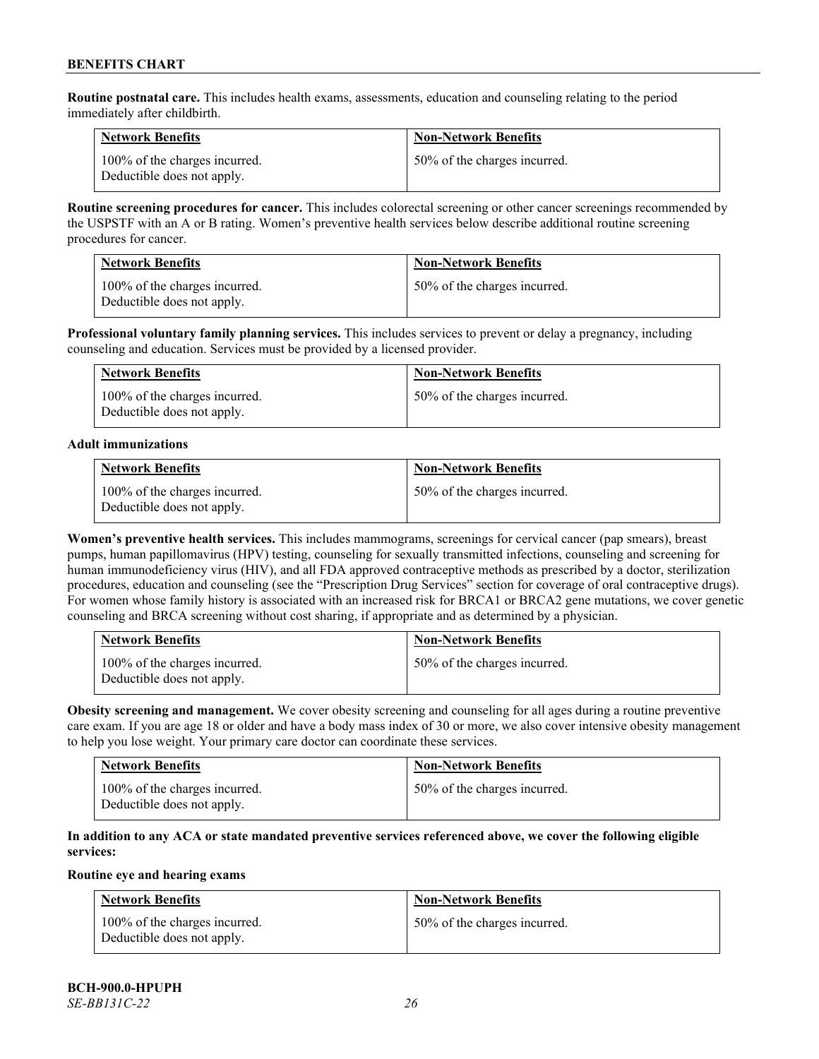**Routine postnatal care.** This includes health exams, assessments, education and counseling relating to the period immediately after childbirth.

| Network Benefits | Non-Network Benefits |
|---|---|
| 100% of the charges incurred. Deductible does not apply. | 50% of the charges incurred. |

**Routine screening procedures for cancer.** This includes colorectal screening or other cancer screenings recommended by the USPSTF with an A or B rating. Women's preventive health services below describe additional routine screening procedures for cancer.

| Network Benefits | Non-Network Benefits |
|---|---|
| 100% of the charges incurred. Deductible does not apply. | 50% of the charges incurred. |

**Professional voluntary family planning services.** This includes services to prevent or delay a pregnancy, including counseling and education. Services must be provided by a licensed provider.

| Network Benefits | Non-Network Benefits |
|---|---|
| 100% of the charges incurred. Deductible does not apply. | 50% of the charges incurred. |

**Adult immunizations**

| Network Benefits | Non-Network Benefits |
|---|---|
| 100% of the charges incurred. Deductible does not apply. | 50% of the charges incurred. |

**Women's preventive health services.** This includes mammograms, screenings for cervical cancer (pap smears), breast pumps, human papillomavirus (HPV) testing, counseling for sexually transmitted infections, counseling and screening for human immunodeficiency virus (HIV), and all FDA approved contraceptive methods as prescribed by a doctor, sterilization procedures, education and counseling (see the "Prescription Drug Services" section for coverage of oral contraceptive drugs). For women whose family history is associated with an increased risk for BRCA1 or BRCA2 gene mutations, we cover genetic counseling and BRCA screening without cost sharing, if appropriate and as determined by a physician.

| Network Benefits | Non-Network Benefits |
|---|---|
| 100% of the charges incurred. Deductible does not apply. | 50% of the charges incurred. |

**Obesity screening and management.** We cover obesity screening and counseling for all ages during a routine preventive care exam. If you are age 18 or older and have a body mass index of 30 or more, we also cover intensive obesity management to help you lose weight. Your primary care doctor can coordinate these services.

| Network Benefits | Non-Network Benefits |
|---|---|
| 100% of the charges incurred. Deductible does not apply. | 50% of the charges incurred. |

**In addition to any ACA or state mandated preventive services referenced above, we cover the following eligible services:**

**Routine eye and hearing exams**

| Network Benefits | Non-Network Benefits |
|---|---|
| 100% of the charges incurred. Deductible does not apply. | 50% of the charges incurred. |

**BCH-900.0-HPUPH**
*SE-BB131C-22*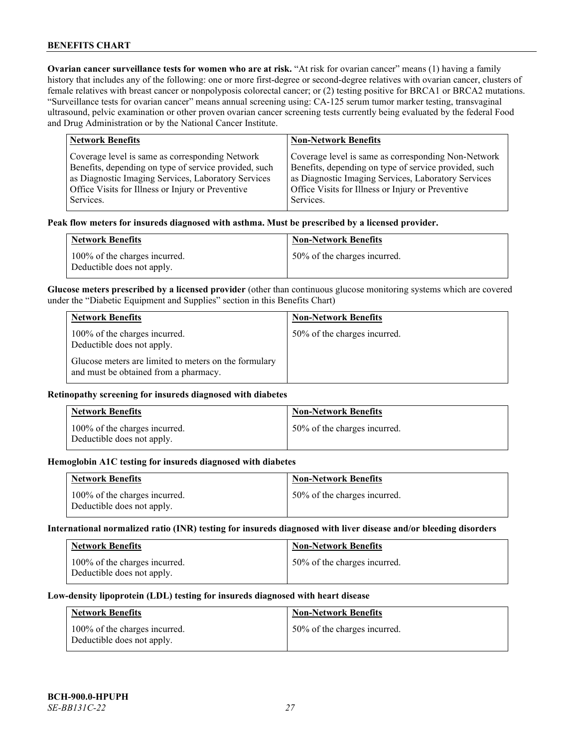**Ovarian cancer surveillance tests for women who are at risk.** "At risk for ovarian cancer" means (1) having a family history that includes any of the following: one or more first-degree or second-degree relatives with ovarian cancer, clusters of female relatives with breast cancer or nonpolyposis colorectal cancer; or (2) testing positive for BRCA1 or BRCA2 mutations. "Surveillance tests for ovarian cancer" means annual screening using: CA-125 serum tumor marker testing, transvaginal ultrasound, pelvic examination or other proven ovarian cancer screening tests currently being evaluated by the federal Food and Drug Administration or by the National Cancer Institute.

| Network Benefits | Non-Network Benefits |
|---|---|
| Coverage level is same as corresponding Network Benefits, depending on type of service provided, such as Diagnostic Imaging Services, Laboratory Services Office Visits for Illness or Injury or Preventive Services. | Coverage level is same as corresponding Non-Network Benefits, depending on type of service provided, such as Diagnostic Imaging Services, Laboratory Services Office Visits for Illness or Injury or Preventive Services. |

**Peak flow meters for insureds diagnosed with asthma. Must be prescribed by a licensed provider.**

| Network Benefits | Non-Network Benefits |
|---|---|
| 100% of the charges incurred. Deductible does not apply. | 50% of the charges incurred. |

**Glucose meters prescribed by a licensed provider** (other than continuous glucose monitoring systems which are covered under the "Diabetic Equipment and Supplies" section in this Benefits Chart)

| Network Benefits | Non-Network Benefits |
|---|---|
| 100% of the charges incurred. Deductible does not apply.<br><br>Glucose meters are limited to meters on the formulary and must be obtained from a pharmacy. | 50% of the charges incurred. |

**Retinopathy screening for insureds diagnosed with diabetes**

| Network Benefits | Non-Network Benefits |
|---|---|
| 100% of the charges incurred. Deductible does not apply. | 50% of the charges incurred. |

**Hemoglobin A1C testing for insureds diagnosed with diabetes**

| Network Benefits | Non-Network Benefits |
|---|---|
| 100% of the charges incurred. Deductible does not apply. | 50% of the charges incurred. |

**International normalized ratio (INR) testing for insureds diagnosed with liver disease and/or bleeding disorders**

| Network Benefits | Non-Network Benefits |
|---|---|
| 100% of the charges incurred. Deductible does not apply. | 50% of the charges incurred. |

**Low-density lipoprotein (LDL) testing for insureds diagnosed with heart disease**

| Network Benefits | Non-Network Benefits |
|---|---|
| 100% of the charges incurred. Deductible does not apply. | 50% of the charges incurred. |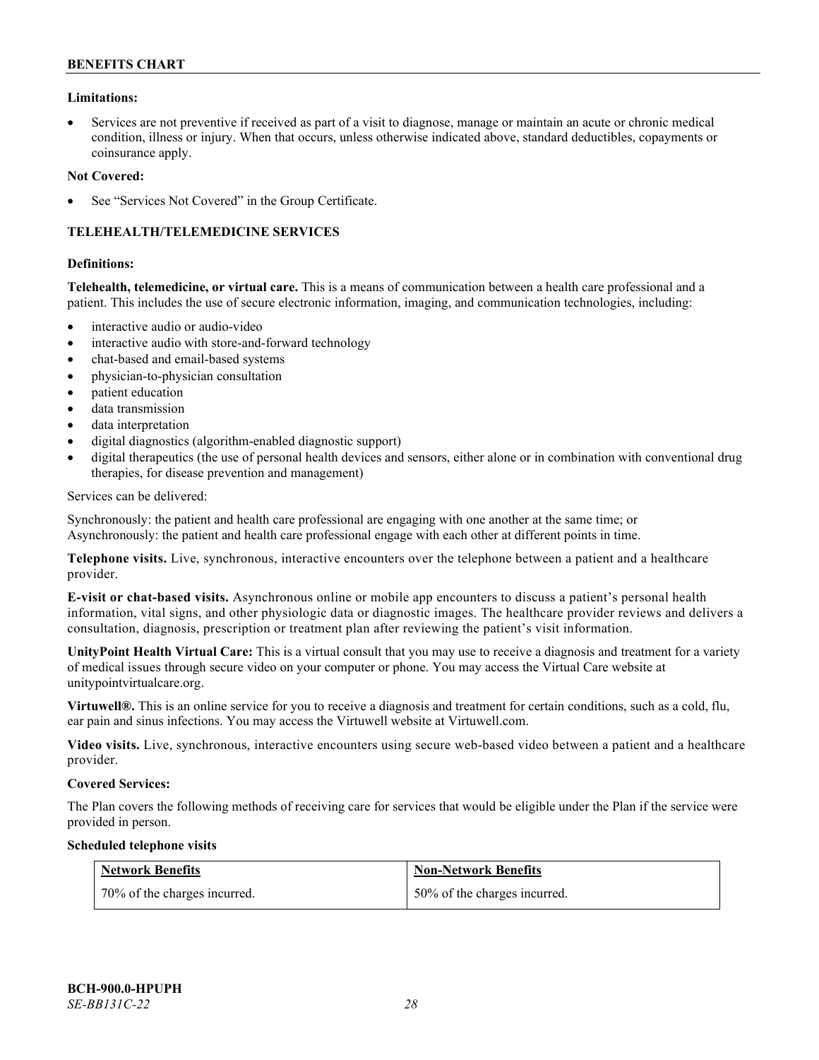**Limitations:**

- Services are not preventive if received as part of a visit to diagnose, manage or maintain an acute or chronic medical condition, illness or injury. When that occurs, unless otherwise indicated above, standard deductibles, copayments or coinsurance apply.

**Not Covered:**

- See "Services Not Covered" in the Group Certificate.

## TELEHEALTH/TELEMEDICINE SERVICES

**Definitions:**

**Telehealth, telemedicine, or virtual care.** This is a means of communication between a health care professional and a patient. This includes the use of secure electronic information, imaging, and communication technologies, including:

- interactive audio or audio-video
- interactive audio with store-and-forward technology
- chat-based and email-based systems
- physician-to-physician consultation
- patient education
- data transmission
- data interpretation
- digital diagnostics (algorithm-enabled diagnostic support)
- digital therapeutics (the use of personal health devices and sensors, either alone or in combination with conventional drug therapies, for disease prevention and management)

Services can be delivered:

Synchronously: the patient and health care professional are engaging with one another at the same time; or
Asynchronously: the patient and health care professional engage with each other at different points in time.

**Telephone visits.** Live, synchronous, interactive encounters over the telephone between a patient and a healthcare provider.

**E-visit or chat-based visits.** Asynchronous online or mobile app encounters to discuss a patient's personal health information, vital signs, and other physiologic data or diagnostic images. The healthcare provider reviews and delivers a consultation, diagnosis, prescription or treatment plan after reviewing the patient's visit information.

**UnityPoint Health Virtual Care:** This is a virtual consult that you may use to receive a diagnosis and treatment for a variety of medical issues through secure video on your computer or phone. You may access the Virtual Care website at unitypointvirtualcare.org.

**Virtuwell®.** This is an online service for you to receive a diagnosis and treatment for certain conditions, such as a cold, flu, ear pain and sinus infections. You may access the Virtuwell website at Virtuwell.com.

**Video visits.** Live, synchronous, interactive encounters using secure web-based video between a patient and a healthcare provider.

**Covered Services:**

The Plan covers the following methods of receiving care for services that would be eligible under the Plan if the service were provided in person.

**Scheduled telephone visits**

| Network Benefits | Non-Network Benefits |
|---|---|
| 70% of the charges incurred. | 50% of the charges incurred. |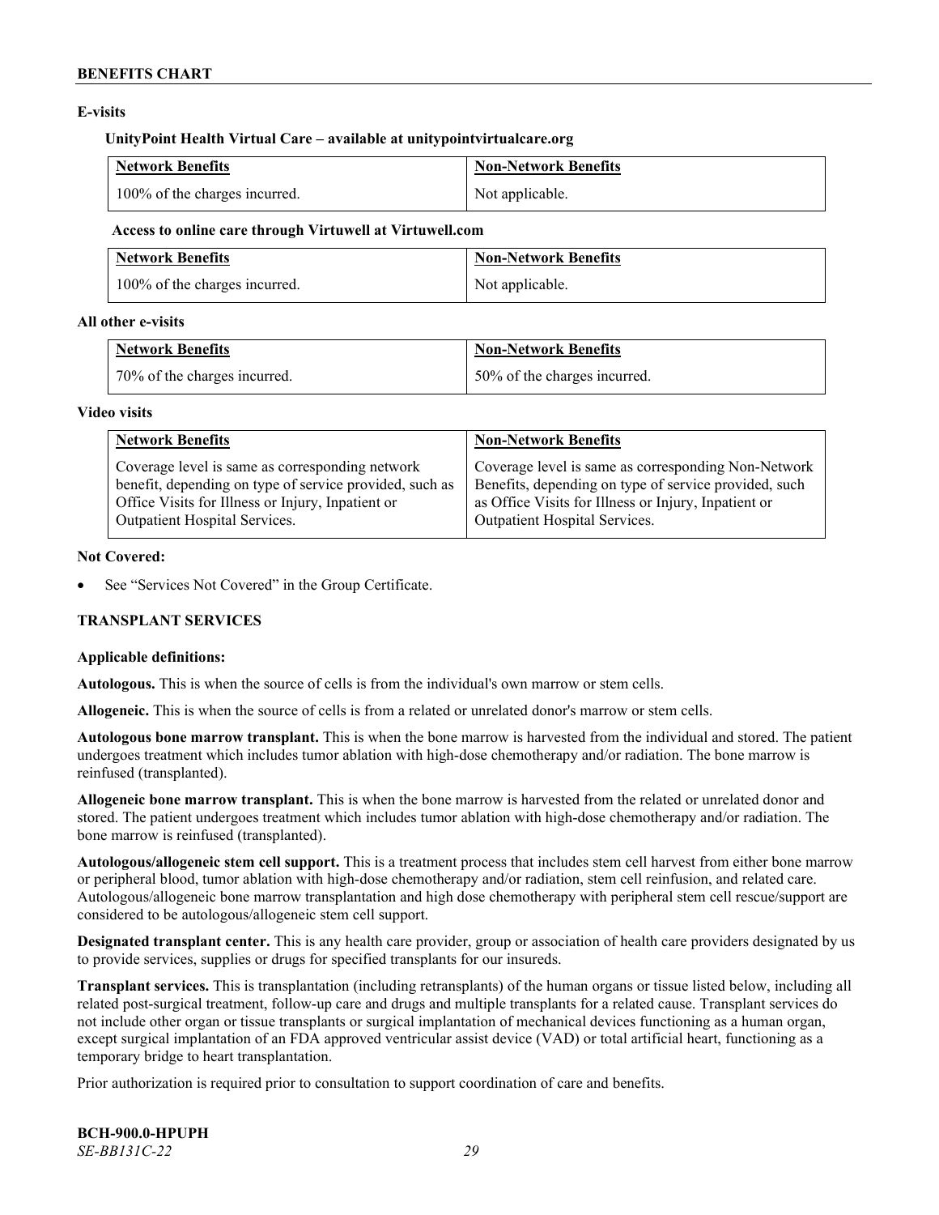**E-visits**

**UnityPoint Health Virtual Care – available at unitypointvirtualcare.org**

| Network Benefits | Non-Network Benefits |
|---|---|
| 100% of the charges incurred. | Not applicable. |

**Access to online care through Virtuwell at Virtuwell.com**

| Network Benefits | Non-Network Benefits |
|---|---|
| 100% of the charges incurred. | Not applicable. |

**All other e-visits**

| Network Benefits | Non-Network Benefits |
|---|---|
| 70% of the charges incurred. | 50% of the charges incurred. |

**Video visits**

| Network Benefits | Non-Network Benefits |
|---|---|
| Coverage level is same as corresponding network benefit, depending on type of service provided, such as Office Visits for Illness or Injury, Inpatient or Outpatient Hospital Services. | Coverage level is same as corresponding Non-Network Benefits, depending on type of service provided, such as Office Visits for Illness or Injury, Inpatient or Outpatient Hospital Services. |

**Not Covered:**

- See "Services Not Covered" in the Group Certificate.

## TRANSPLANT SERVICES

**Applicable definitions:**

**Autologous.** This is when the source of cells is from the individual's own marrow or stem cells.

**Allogeneic.** This is when the source of cells is from a related or unrelated donor's marrow or stem cells.

**Autologous bone marrow transplant.** This is when the bone marrow is harvested from the individual and stored. The patient undergoes treatment which includes tumor ablation with high-dose chemotherapy and/or radiation. The bone marrow is reinfused (transplanted).

**Allogeneic bone marrow transplant.** This is when the bone marrow is harvested from the related or unrelated donor and stored. The patient undergoes treatment which includes tumor ablation with high-dose chemotherapy and/or radiation. The bone marrow is reinfused (transplanted).

**Autologous/allogeneic stem cell support.** This is a treatment process that includes stem cell harvest from either bone marrow or peripheral blood, tumor ablation with high-dose chemotherapy and/or radiation, stem cell reinfusion, and related care. Autologous/allogeneic bone marrow transplantation and high dose chemotherapy with peripheral stem cell rescue/support are considered to be autologous/allogeneic stem cell support.

**Designated transplant center.** This is any health care provider, group or association of health care providers designated by us to provide services, supplies or drugs for specified transplants for our insureds.

**Transplant services.** This is transplantation (including retransplants) of the human organs or tissue listed below, including all related post-surgical treatment, follow-up care and drugs and multiple transplants for a related cause. Transplant services do not include other organ or tissue transplants or surgical implantation of mechanical devices functioning as a human organ, except surgical implantation of an FDA approved ventricular assist device (VAD) or total artificial heart, functioning as a temporary bridge to heart transplantation.

Prior authorization is required prior to consultation to support coordination of care and benefits.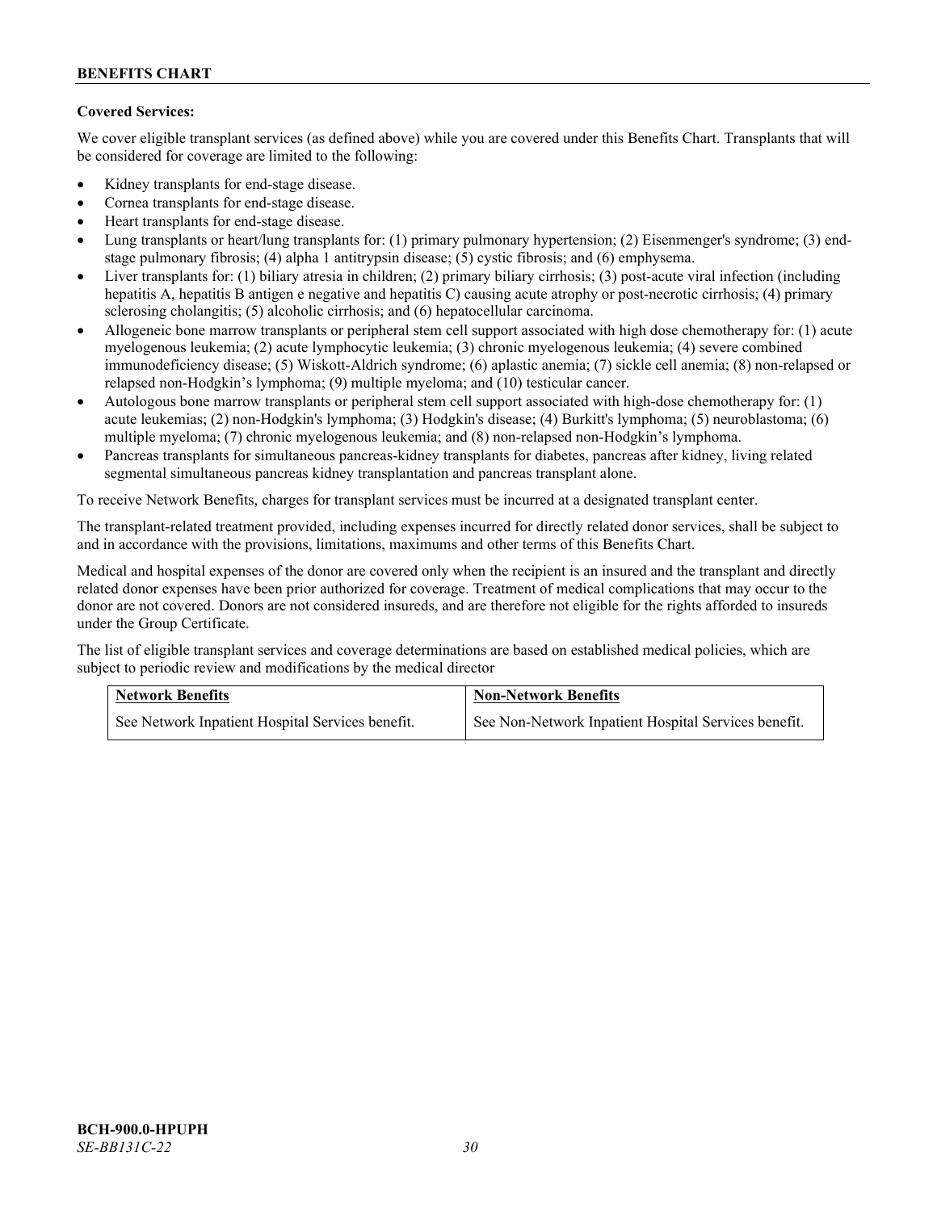**Covered Services:**

We cover eligible transplant services (as defined above) while you are covered under this Benefits Chart. Transplants that will be considered for coverage are limited to the following:

- Kidney transplants for end-stage disease.
- Cornea transplants for end-stage disease.
- Heart transplants for end-stage disease.
- Lung transplants or heart/lung transplants for: (1) primary pulmonary hypertension; (2) Eisenmenger's syndrome; (3) end-stage pulmonary fibrosis; (4) alpha 1 antitrypsin disease; (5) cystic fibrosis; and (6) emphysema.
- Liver transplants for: (1) biliary atresia in children; (2) primary biliary cirrhosis; (3) post-acute viral infection (including hepatitis A, hepatitis B antigen e negative and hepatitis C) causing acute atrophy or post-necrotic cirrhosis; (4) primary sclerosing cholangitis; (5) alcoholic cirrhosis; and (6) hepatocellular carcinoma.
- Allogeneic bone marrow transplants or peripheral stem cell support associated with high dose chemotherapy for: (1) acute myelogenous leukemia; (2) acute lymphocytic leukemia; (3) chronic myelogenous leukemia; (4) severe combined immunodeficiency disease; (5) Wiskott-Aldrich syndrome; (6) aplastic anemia; (7) sickle cell anemia; (8) non-relapsed or relapsed non-Hodgkin's lymphoma; (9) multiple myeloma; and (10) testicular cancer.
- Autologous bone marrow transplants or peripheral stem cell support associated with high-dose chemotherapy for: (1) acute leukemias; (2) non-Hodgkin's lymphoma; (3) Hodgkin's disease; (4) Burkitt's lymphoma; (5) neuroblastoma; (6) multiple myeloma; (7) chronic myelogenous leukemia; and (8) non-relapsed non-Hodgkin's lymphoma.
- Pancreas transplants for simultaneous pancreas-kidney transplants for diabetes, pancreas after kidney, living related segmental simultaneous pancreas kidney transplantation and pancreas transplant alone.

To receive Network Benefits, charges for transplant services must be incurred at a designated transplant center.

The transplant-related treatment provided, including expenses incurred for directly related donor services, shall be subject to and in accordance with the provisions, limitations, maximums and other terms of this Benefits Chart.

Medical and hospital expenses of the donor are covered only when the recipient is an insured and the transplant and directly related donor expenses have been prior authorized for coverage. Treatment of medical complications that may occur to the donor are not covered. Donors are not considered insureds, and are therefore not eligible for the rights afforded to insureds under the Group Certificate.

The list of eligible transplant services and coverage determinations are based on established medical policies, which are subject to periodic review and modifications by the medical director

| Network Benefits | Non-Network Benefits |
|---|---|
| See Network Inpatient Hospital Services benefit. | See Non-Network Inpatient Hospital Services benefit. |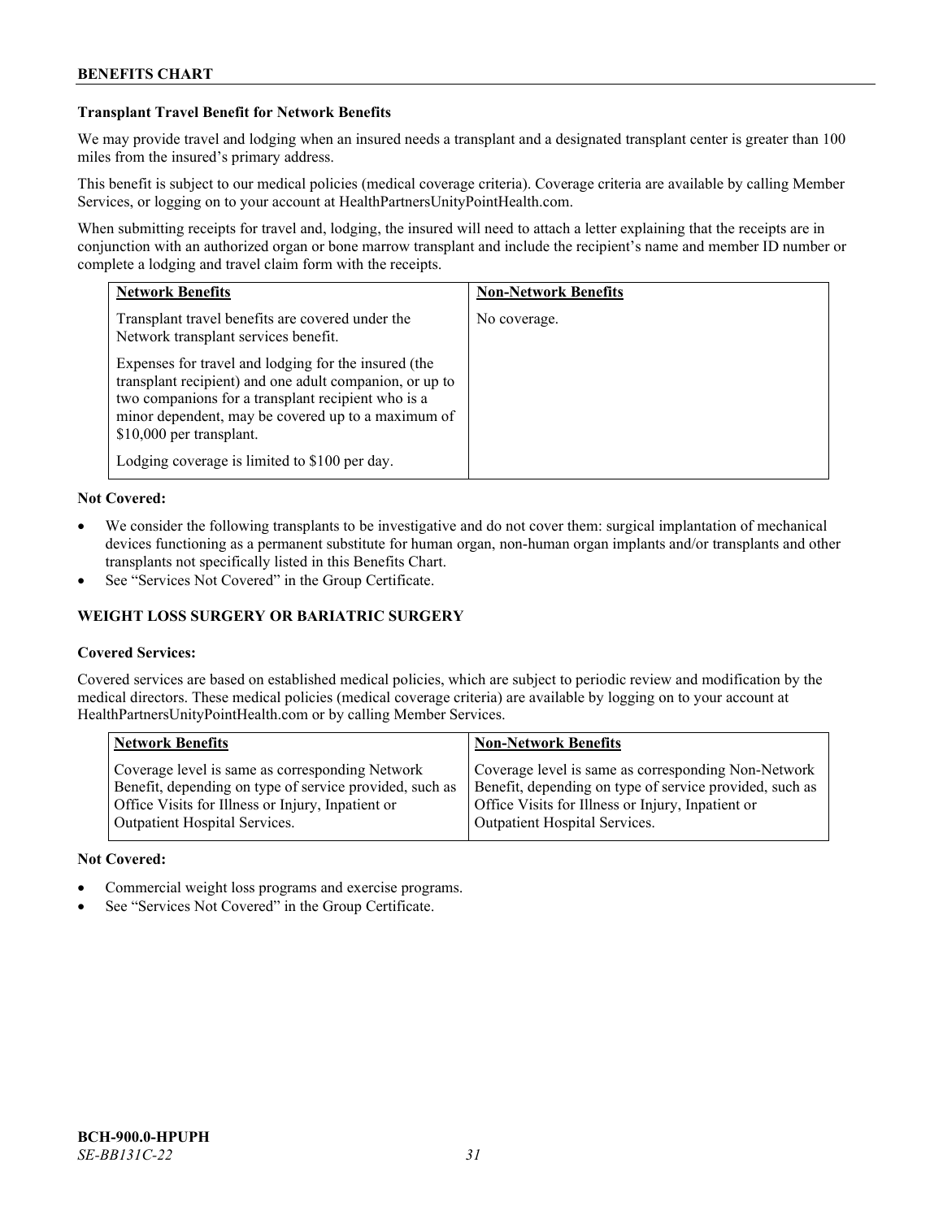### Transplant Travel Benefit for Network Benefits

We may provide travel and lodging when an insured needs a transplant and a designated transplant center is greater than 100 miles from the insured's primary address.

This benefit is subject to our medical policies (medical coverage criteria). Coverage criteria are available by calling Member Services, or logging on to your account at HealthPartnersUnityPointHealth.com.

When submitting receipts for travel and, lodging, the insured will need to attach a letter explaining that the receipts are in conjunction with an authorized organ or bone marrow transplant and include the recipient's name and member ID number or complete a lodging and travel claim form with the receipts.

| Network Benefits | Non-Network Benefits |
|---|---|
| Transplant travel benefits are covered under the Network transplant services benefit.<br><br>Expenses for travel and lodging for the insured (the transplant recipient) and one adult companion, or up to two companions for a transplant recipient who is a minor dependent, may be covered up to a maximum of $10,000 per transplant.<br><br>Lodging coverage is limited to $100 per day. | No coverage. |

**Not Covered:**

- We consider the following transplants to be investigative and do not cover them: surgical implantation of mechanical devices functioning as a permanent substitute for human organ, non-human organ implants and/or transplants and other transplants not specifically listed in this Benefits Chart.
- See "Services Not Covered" in the Group Certificate.

## WEIGHT LOSS SURGERY OR BARIATRIC SURGERY

**Covered Services:**

Covered services are based on established medical policies, which are subject to periodic review and modification by the medical directors. These medical policies (medical coverage criteria) are available by logging on to your account at HealthPartnersUnityPointHealth.com or by calling Member Services.

| Network Benefits | Non-Network Benefits |
|---|---|
| Coverage level is same as corresponding Network Benefit, depending on type of service provided, such as Office Visits for Illness or Injury, Inpatient or Outpatient Hospital Services. | Coverage level is same as corresponding Non-Network Benefit, depending on type of service provided, such as Office Visits for Illness or Injury, Inpatient or Outpatient Hospital Services. |

**Not Covered:**

- Commercial weight loss programs and exercise programs.
- See "Services Not Covered" in the Group Certificate.

**BCH-900.0-HPUPH**
*SE-BB131C-22*